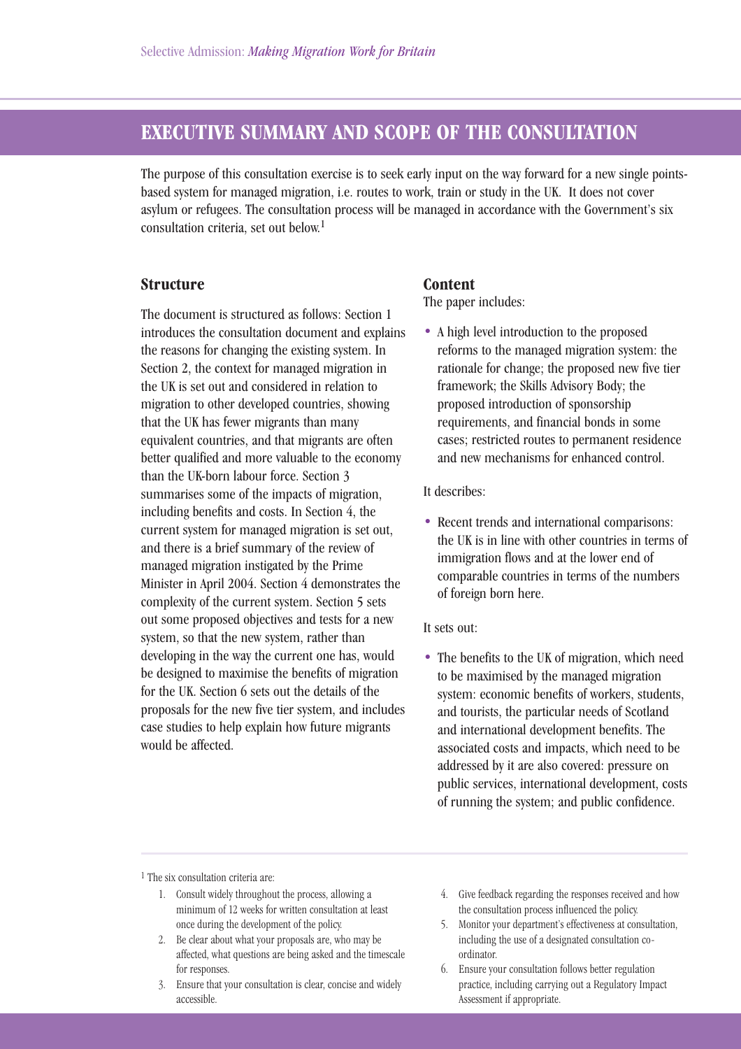# EXECUTIVE SUMMARY AND SCOPE OF THE CONSULTATION

The purpose of this consultation exercise is to seek early input on the way forward for a new single points-based system for managed migration, i.e. routes to work, train or study in the UK. It does not cover asylum or refugees. The consultation process will be managed in accordance with the Government's six consultation criteria, set out below.[1]

## Structure

The document is structured as follows: Section 1 introduces the consultation document and explains the reasons for changing the existing system. In Section 2, the context for managed migration in the UK is set out and considered in relation to migration to other developed countries, showing that the UK has fewer migrants than many equivalent countries, and that migrants are often better qualified and more valuable to the economy than the UK-born labour force. Section 3 summarises some of the impacts of migration, including benefits and costs. In Section 4, the current system for managed migration is set out, and there is a brief summary of the review of managed migration instigated by the Prime Minister in April 2004. Section 4 demonstrates the complexity of the current system. Section 5 sets out some proposed objectives and tests for a new system, so that the new system, rather than developing in the way the current one has, would be designed to maximise the benefits of migration for the UK. Section 6 sets out the details of the proposals for the new five tier system, and includes case studies to help explain how future migrants would be affected.

## Content

The paper includes:

- A high level introduction to the proposed reforms to the managed migration system: the rationale for change; the proposed new five tier framework; the Skills Advisory Body; the proposed introduction of sponsorship requirements, and financial bonds in some cases; restricted routes to permanent residence and new mechanisms for enhanced control.

It describes:

- Recent trends and international comparisons: the UK is in line with other countries in terms of immigration flows and at the lower end of comparable countries in terms of the numbers of foreign born here.

It sets out:

- The benefits to the UK of migration, which need to be maximised by the managed migration system: economic benefits of workers, students, and tourists, the particular needs of Scotland and international development benefits. The associated costs and impacts, which need to be addressed by it are also covered: pressure on public services, international development, costs of running the system; and public confidence.

---

[1] The six consultation criteria are:

1. Consult widely throughout the process, allowing a minimum of 12 weeks for written consultation at least once during the development of the policy.
2. Be clear about what your proposals are, who may be affected, what questions are being asked and the timescale for responses.
3. Ensure that your consultation is clear, concise and widely accessible.
4. Give feedback regarding the responses received and how the consultation process influenced the policy.
5. Monitor your department's effectiveness at consultation, including the use of a designated consultation co-ordinator.
6. Ensure your consultation follows better regulation practice, including carrying out a Regulatory Impact Assessment if appropriate.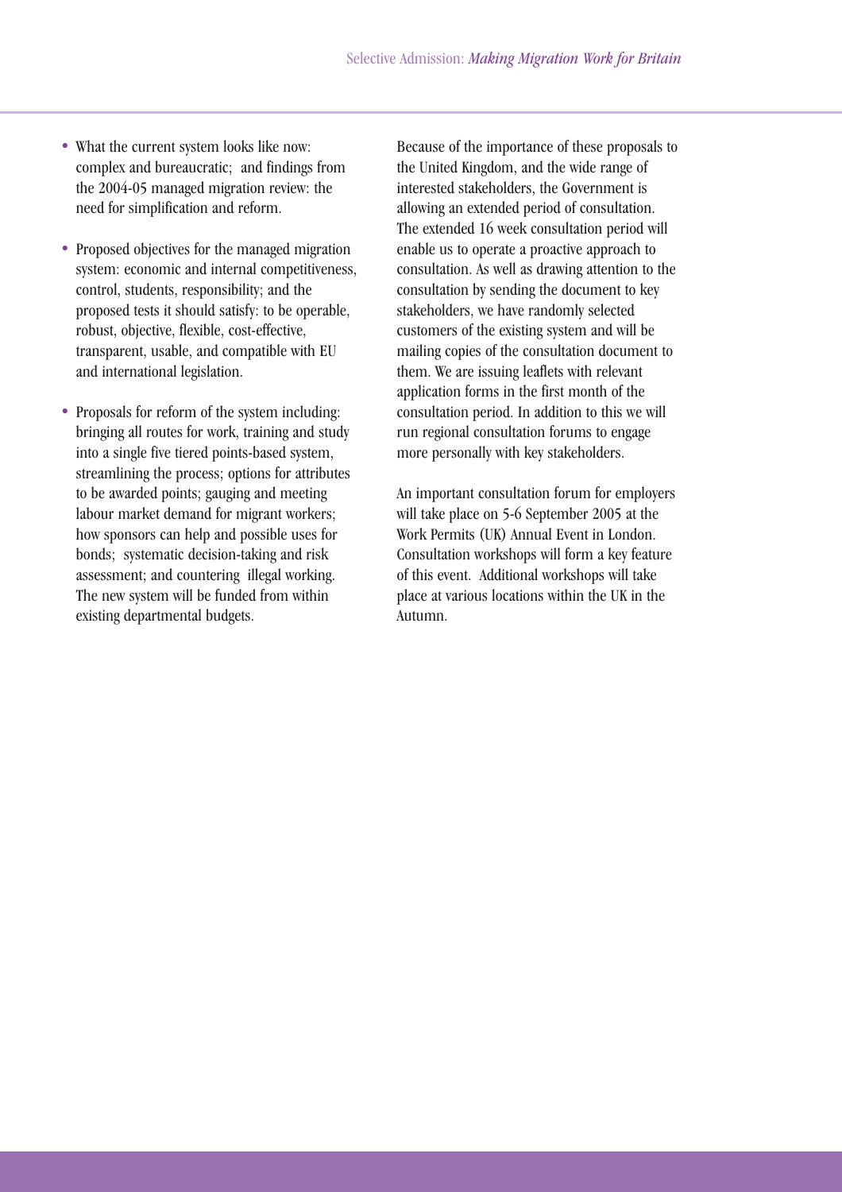- What the current system looks like now: complex and bureaucratic; and findings from the 2004-05 managed migration review: the need for simplification and reform.

- Proposed objectives for the managed migration system: economic and internal competitiveness, control, students, responsibility; and the proposed tests it should satisfy: to be operable, robust, objective, flexible, cost-effective, transparent, usable, and compatible with EU and international legislation.

- Proposals for reform of the system including: bringing all routes for work, training and study into a single five tiered points-based system, streamlining the process; options for attributes to be awarded points; gauging and meeting labour market demand for migrant workers; how sponsors can help and possible uses for bonds; systematic decision-taking and risk assessment; and countering illegal working. The new system will be funded from within existing departmental budgets.

Because of the importance of these proposals to the United Kingdom, and the wide range of interested stakeholders, the Government is allowing an extended period of consultation. The extended 16 week consultation period will enable us to operate a proactive approach to consultation. As well as drawing attention to the consultation by sending the document to key stakeholders, we have randomly selected customers of the existing system and will be mailing copies of the consultation document to them. We are issuing leaflets with relevant application forms in the first month of the consultation period. In addition to this we will run regional consultation forums to engage more personally with key stakeholders.

An important consultation forum for employers will take place on 5-6 September 2005 at the Work Permits (UK) Annual Event in London. Consultation workshops will form a key feature of this event. Additional workshops will take place at various locations within the UK in the Autumn.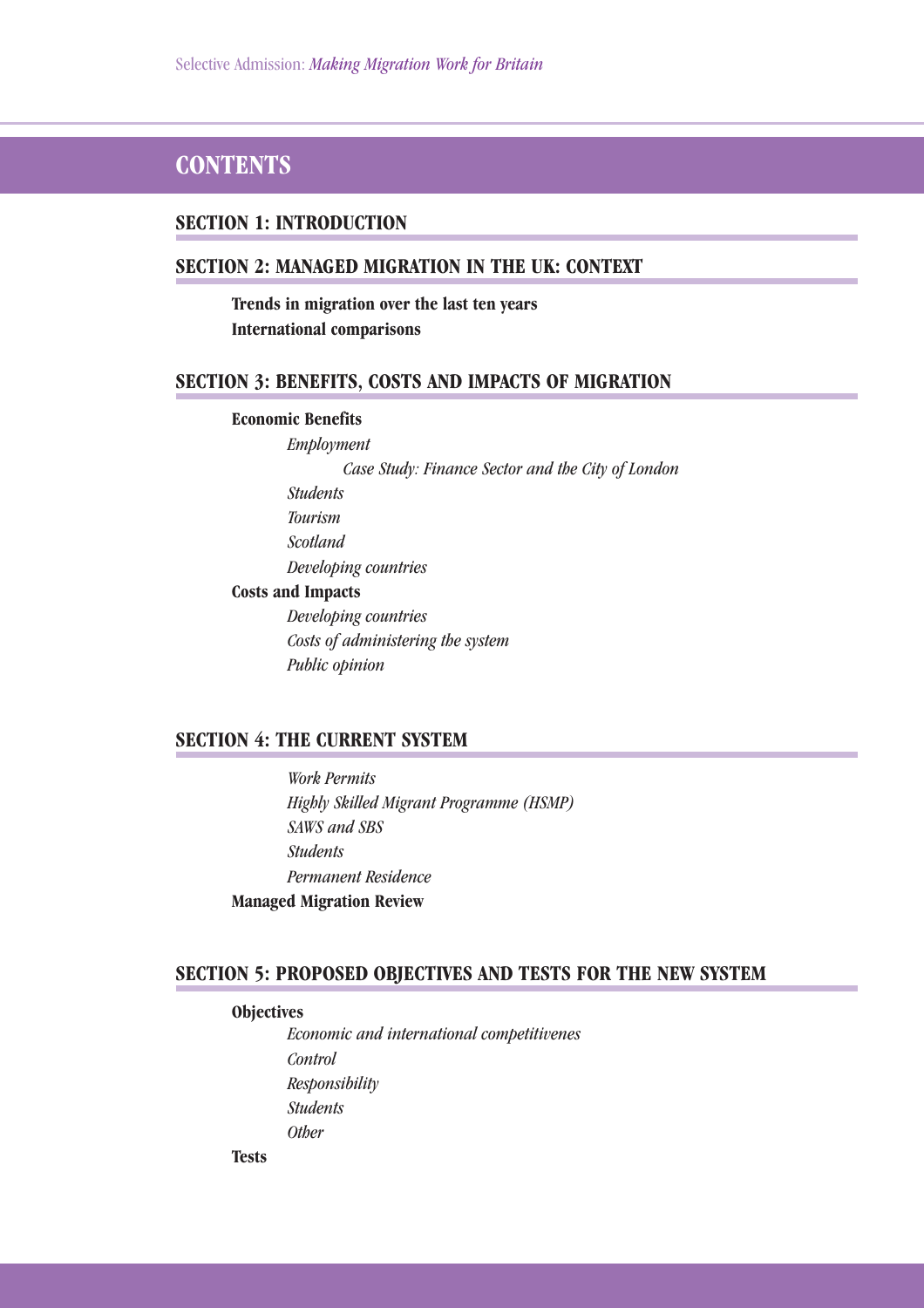# CONTENTS

## SECTION 1: INTRODUCTION

## SECTION 2: MANAGED MIGRATION IN THE UK: CONTEXT

**Trends in migration over the last ten years**

**International comparisons**

## SECTION 3: BENEFITS, COSTS AND IMPACTS OF MIGRATION

**Economic Benefits**

- *Employment*
  - *Case Study: Finance Sector and the City of London*
- *Students*
- *Tourism*
- *Scotland*
- *Developing countries*

**Costs and Impacts**

- *Developing countries*
- *Costs of administering the system*
- *Public opinion*

## SECTION 4: THE CURRENT SYSTEM

- *Work Permits*
- *Highly Skilled Migrant Programme (HSMP)*
- *SAWS and SBS*
- *Students*
- *Permanent Residence*

**Managed Migration Review**

## SECTION 5: PROPOSED OBJECTIVES AND TESTS FOR THE NEW SYSTEM

**Objectives**

- *Economic and international competitivenes*
- *Control*
- *Responsibility*
- *Students*
- *Other*

**Tests**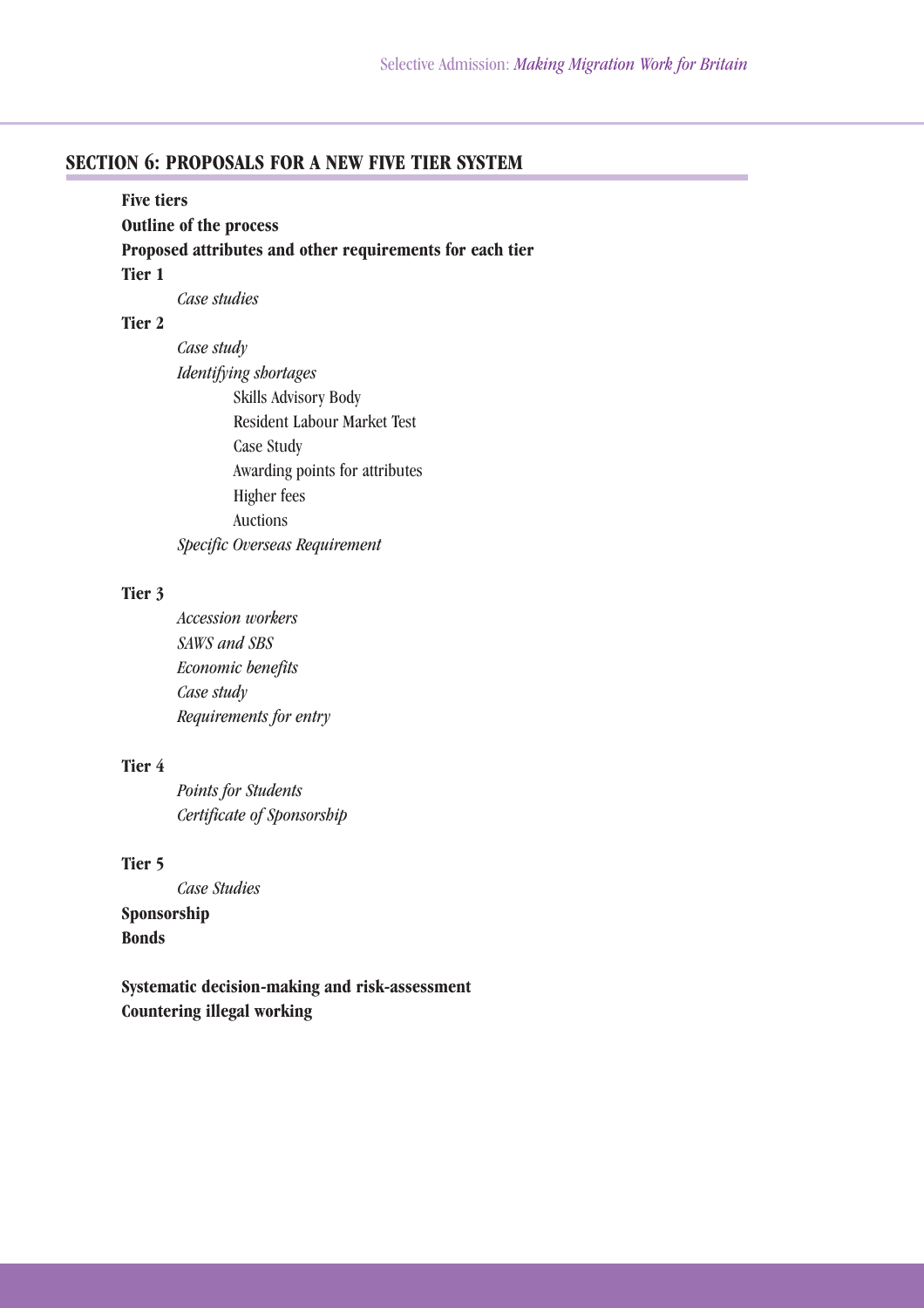## SECTION 6: PROPOSALS FOR A NEW FIVE TIER SYSTEM

**Five tiers**

**Outline of the process**

**Proposed attributes and other requirements for each tier**

**Tier 1**

- *Case studies*

**Tier 2**

- *Case study*
- *Identifying shortages*
  - Skills Advisory Body
  - Resident Labour Market Test
  - Case Study
  - Awarding points for attributes
  - Higher fees
  - Auctions
- *Specific Overseas Requirement*

**Tier 3**

- *Accession workers*
- *SAWS and SBS*
- *Economic benefits*
- *Case study*
- *Requirements for entry*

**Tier 4**

- *Points for Students*
- *Certificate of Sponsorship*

**Tier 5**

- *Case Studies*

**Sponsorship**

**Bonds**

**Systematic decision-making and risk-assessment**

**Countering illegal working**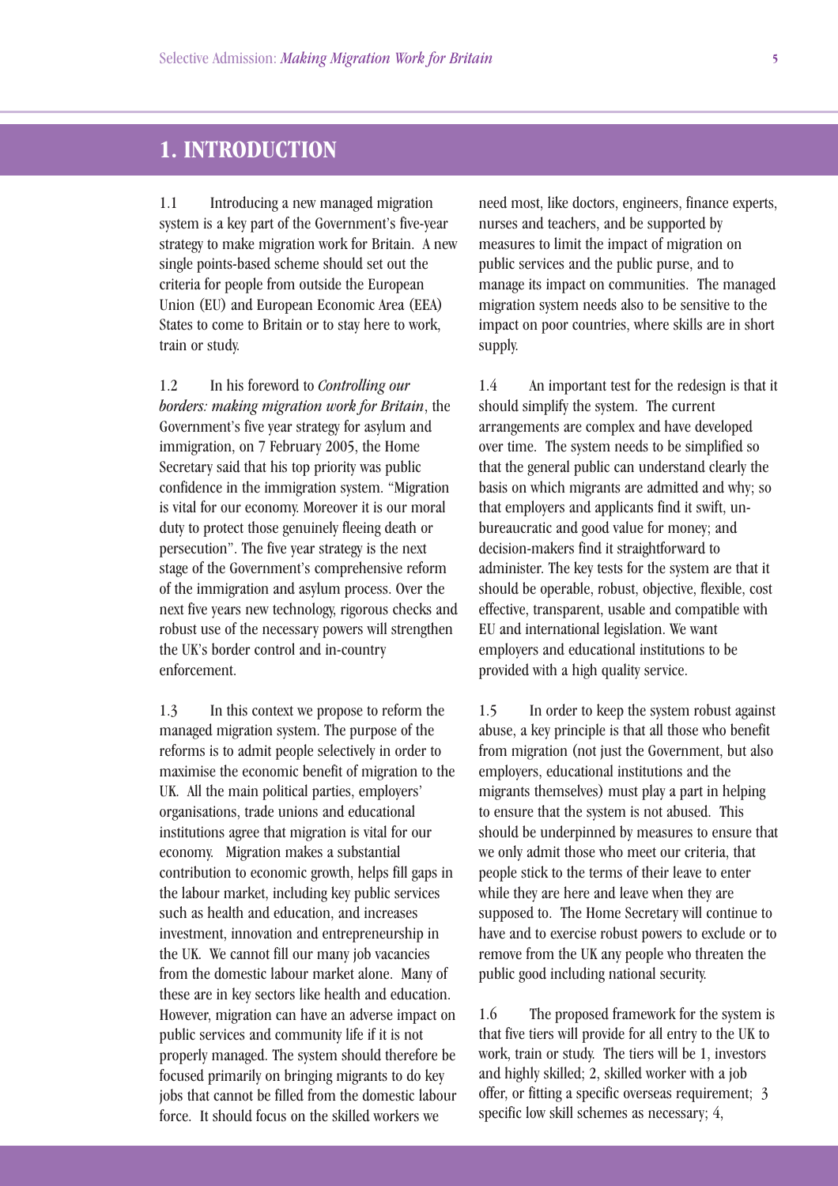# 1. INTRODUCTION

1.1 Introducing a new managed migration system is a key part of the Government's five-year strategy to make migration work for Britain. A new single points-based scheme should set out the criteria for people from outside the European Union (EU) and European Economic Area (EEA) States to come to Britain or to stay here to work, train or study.

1.2 In his foreword to *Controlling our borders: making migration work for Britain*, the Government's five year strategy for asylum and immigration, on 7 February 2005, the Home Secretary said that his top priority was public confidence in the immigration system. "Migration is vital for our economy. Moreover it is our moral duty to protect those genuinely fleeing death or persecution". The five year strategy is the next stage of the Government's comprehensive reform of the immigration and asylum process. Over the next five years new technology, rigorous checks and robust use of the necessary powers will strengthen the UK's border control and in-country enforcement.

1.3 In this context we propose to reform the managed migration system. The purpose of the reforms is to admit people selectively in order to maximise the economic benefit of migration to the UK. All the main political parties, employers' organisations, trade unions and educational institutions agree that migration is vital for our economy. Migration makes a substantial contribution to economic growth, helps fill gaps in the labour market, including key public services such as health and education, and increases investment, innovation and entrepreneurship in the UK. We cannot fill our many job vacancies from the domestic labour market alone. Many of these are in key sectors like health and education. However, migration can have an adverse impact on public services and community life if it is not properly managed. The system should therefore be focused primarily on bringing migrants to do key jobs that cannot be filled from the domestic labour force. It should focus on the skilled workers we need most, like doctors, engineers, finance experts, nurses and teachers, and be supported by measures to limit the impact of migration on public services and the public purse, and to manage its impact on communities. The managed migration system needs also to be sensitive to the impact on poor countries, where skills are in short supply.

1.4 An important test for the redesign is that it should simplify the system. The current arrangements are complex and have developed over time. The system needs to be simplified so that the general public can understand clearly the basis on which migrants are admitted and why; so that employers and applicants find it swift, un-bureaucratic and good value for money; and decision-makers find it straightforward to administer. The key tests for the system are that it should be operable, robust, objective, flexible, cost effective, transparent, usable and compatible with EU and international legislation. We want employers and educational institutions to be provided with a high quality service.

1.5 In order to keep the system robust against abuse, a key principle is that all those who benefit from migration (not just the Government, but also employers, educational institutions and the migrants themselves) must play a part in helping to ensure that the system is not abused. This should be underpinned by measures to ensure that we only admit those who meet our criteria, that people stick to the terms of their leave to enter while they are here and leave when they are supposed to. The Home Secretary will continue to have and to exercise robust powers to exclude or to remove from the UK any people who threaten the public good including national security.

1.6 The proposed framework for the system is that five tiers will provide for all entry to the UK to work, train or study. The tiers will be 1, investors and highly skilled; 2, skilled worker with a job offer, or fitting a specific overseas requirement; 3 specific low skill schemes as necessary; 4,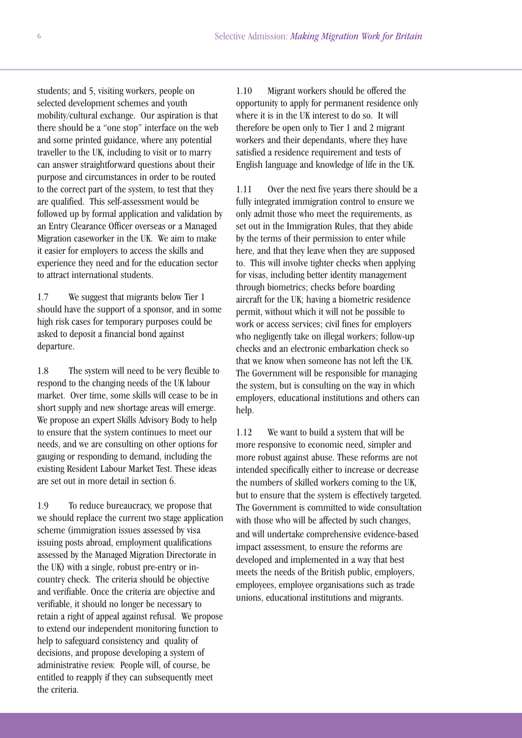students; and 5, visiting workers, people on selected development schemes and youth mobility/cultural exchange. Our aspiration is that there should be a "one stop" interface on the web and some printed guidance, where any potential traveller to the UK, including to visit or to marry can answer straightforward questions about their purpose and circumstances in order to be routed to the correct part of the system, to test that they are qualified. This self-assessment would be followed up by formal application and validation by an Entry Clearance Officer overseas or a Managed Migration caseworker in the UK. We aim to make it easier for employers to access the skills and experience they need and for the education sector to attract international students.

1.7 We suggest that migrants below Tier 1 should have the support of a sponsor, and in some high risk cases for temporary purposes could be asked to deposit a financial bond against departure.

1.8 The system will need to be very flexible to respond to the changing needs of the UK labour market. Over time, some skills will cease to be in short supply and new shortage areas will emerge. We propose an expert Skills Advisory Body to help to ensure that the system continues to meet our needs, and we are consulting on other options for gauging or responding to demand, including the existing Resident Labour Market Test. These ideas are set out in more detail in section 6.

1.9 To reduce bureaucracy, we propose that we should replace the current two stage application scheme (immigration issues assessed by visa issuing posts abroad, employment qualifications assessed by the Managed Migration Directorate in the UK) with a single, robust pre-entry or in-country check. The criteria should be objective and verifiable. Once the criteria are objective and verifiable, it should no longer be necessary to retain a right of appeal against refusal. We propose to extend our independent monitoring function to help to safeguard consistency and quality of decisions, and propose developing a system of administrative review. People will, of course, be entitled to reapply if they can subsequently meet the criteria.

1.10 Migrant workers should be offered the opportunity to apply for permanent residence only where it is in the UK interest to do so. It will therefore be open only to Tier 1 and 2 migrant workers and their dependants, where they have satisfied a residence requirement and tests of English language and knowledge of life in the UK.

1.11 Over the next five years there should be a fully integrated immigration control to ensure we only admit those who meet the requirements, as set out in the Immigration Rules, that they abide by the terms of their permission to enter while here, and that they leave when they are supposed to. This will involve tighter checks when applying for visas, including better identity management through biometrics; checks before boarding aircraft for the UK; having a biometric residence permit, without which it will not be possible to work or access services; civil fines for employers who negligently take on illegal workers; follow-up checks and an electronic embarkation check so that we know when someone has not left the UK. The Government will be responsible for managing the system, but is consulting on the way in which employers, educational institutions and others can help.

1.12 We want to build a system that will be more responsive to economic need, simpler and more robust against abuse. These reforms are not intended specifically either to increase or decrease the numbers of skilled workers coming to the UK, but to ensure that the system is effectively targeted. The Government is committed to wide consultation with those who will be affected by such changes, and will undertake comprehensive evidence-based impact assessment, to ensure the reforms are developed and implemented in a way that best meets the needs of the British public, employers, employees, employee organisations such as trade unions, educational institutions and migrants.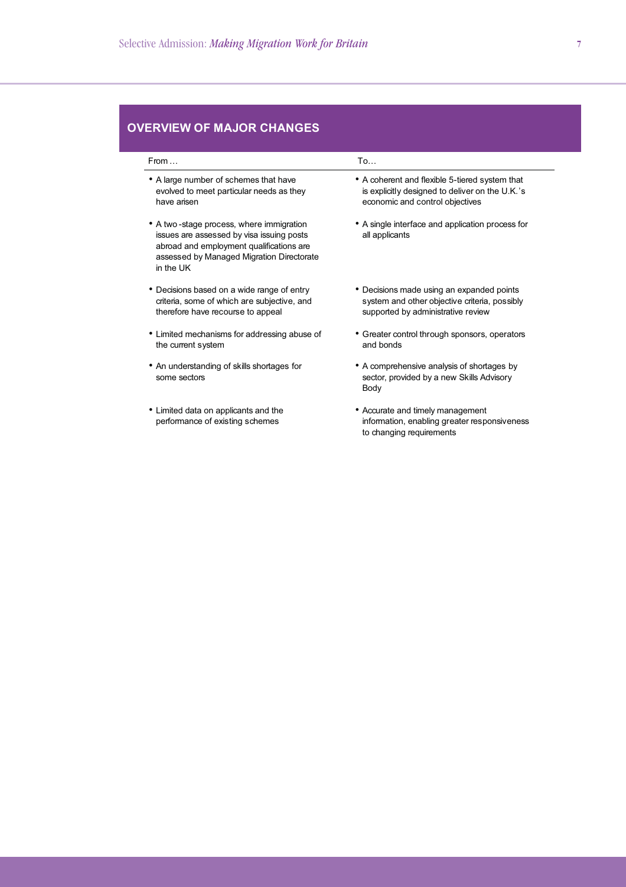## OVERVIEW OF MAJOR CHANGES

| From … | To… |
|---|---|
| A large number of schemes that have evolved to meet particular needs as they have arisen | A coherent and flexible 5-tiered system that is explicitly designed to deliver on the U.K.'s economic and control objectives |
| A two-stage process, where immigration issues are assessed by visa issuing posts abroad and employment qualifications are assessed by Managed Migration Directorate in the UK | A single interface and application process for all applicants |
| Decisions based on a wide range of entry criteria, some of which are subjective, and therefore have recourse to appeal | Decisions made using an expanded points system and other objective criteria, possibly supported by administrative review |
| Limited mechanisms for addressing abuse of the current system | Greater control through sponsors, operators and bonds |
| An understanding of skills shortages for some sectors | A comprehensive analysis of shortages by sector, provided by a new Skills Advisory Body |
| Limited data on applicants and the performance of existing schemes | Accurate and timely management information, enabling greater responsiveness to changing requirements |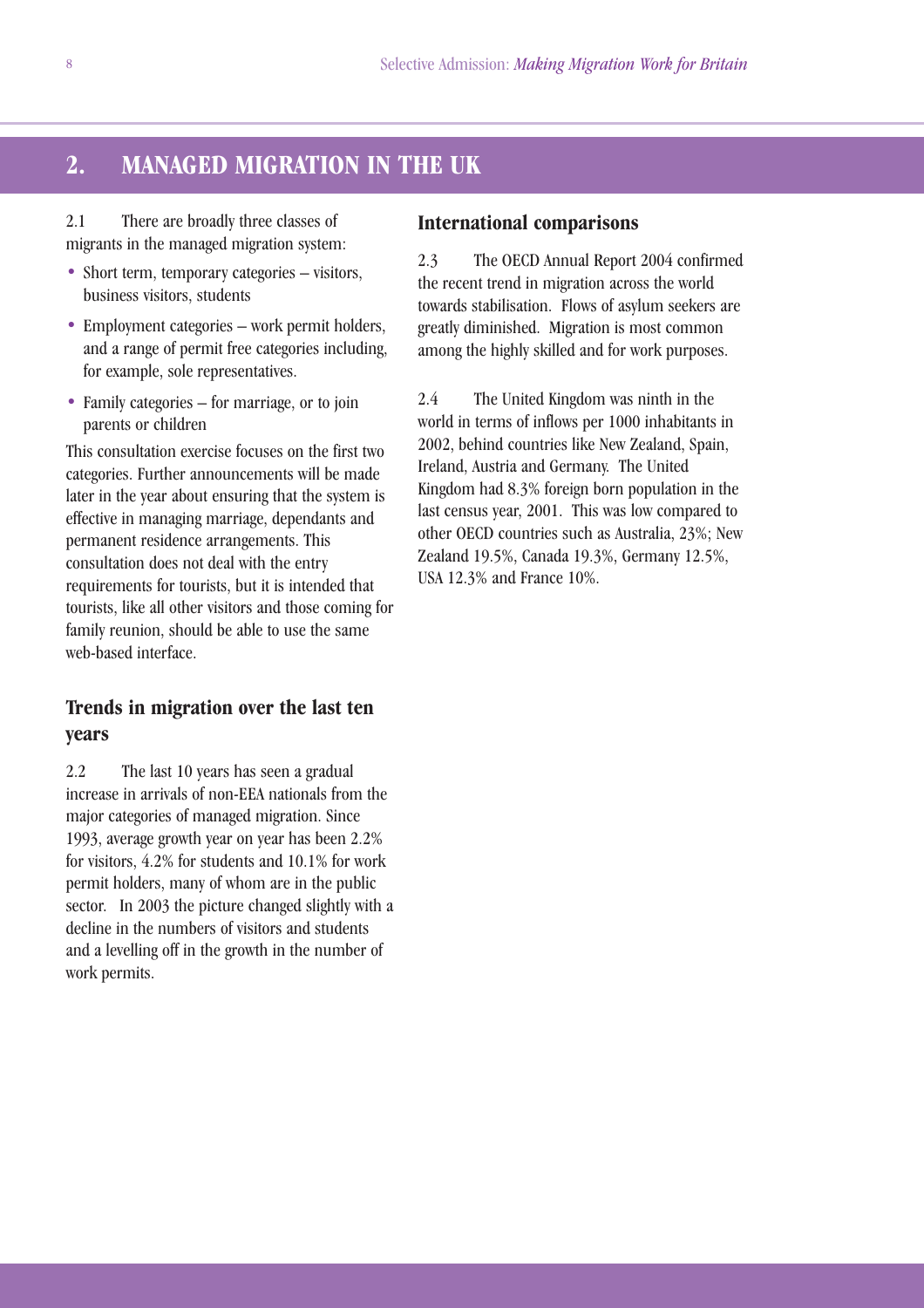## 2. MANAGED MIGRATION IN THE UK

2.1 There are broadly three classes of migrants in the managed migration system:

- Short term, temporary categories – visitors, business visitors, students
- Employment categories – work permit holders, and a range of permit free categories including, for example, sole representatives.
- Family categories – for marriage, or to join parents or children

This consultation exercise focuses on the first two categories. Further announcements will be made later in the year about ensuring that the system is effective in managing marriage, dependants and permanent residence arrangements. This consultation does not deal with the entry requirements for tourists, but it is intended that tourists, like all other visitors and those coming for family reunion, should be able to use the same web-based interface.

### Trends in migration over the last ten years

2.2 The last 10 years has seen a gradual increase in arrivals of non-EEA nationals from the major categories of managed migration. Since 1993, average growth year on year has been 2.2% for visitors, 4.2% for students and 10.1% for work permit holders, many of whom are in the public sector. In 2003 the picture changed slightly with a decline in the numbers of visitors and students and a levelling off in the growth in the number of work permits.

### International comparisons

2.3 The OECD Annual Report 2004 confirmed the recent trend in migration across the world towards stabilisation. Flows of asylum seekers are greatly diminished. Migration is most common among the highly skilled and for work purposes.

2.4 The United Kingdom was ninth in the world in terms of inflows per 1000 inhabitants in 2002, behind countries like New Zealand, Spain, Ireland, Austria and Germany. The United Kingdom had 8.3% foreign born population in the last census year, 2001. This was low compared to other OECD countries such as Australia, 23%; New Zealand 19.5%, Canada 19.3%, Germany 12.5%, USA 12.3% and France 10%.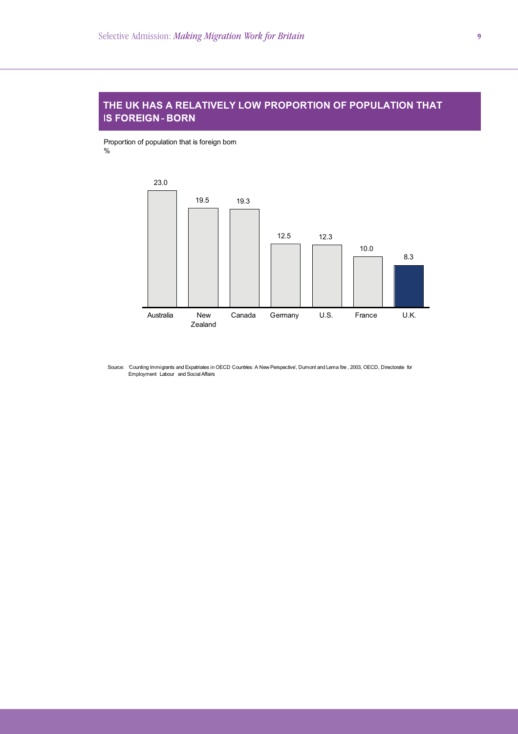## THE UK HAS A RELATIVELY LOW PROPORTION OF POPULATION THAT IS FOREIGN-BORN

Proportion of population that is foreign born
%

| Country | % |
|---|---|
| Australia | 23.0 |
| New Zealand | 19.5 |
| Canada | 19.3 |
| Germany | 12.5 |
| U.S. | 12.3 |
| France | 10.0 |
| U.K. | 8.3 |

Source: 'Counting Immigrants and Expatriates in OECD Countries: A New Perspective', Dumont and Lemaître, 2003, OECD, Directorate for Employment Labour and Social Affairs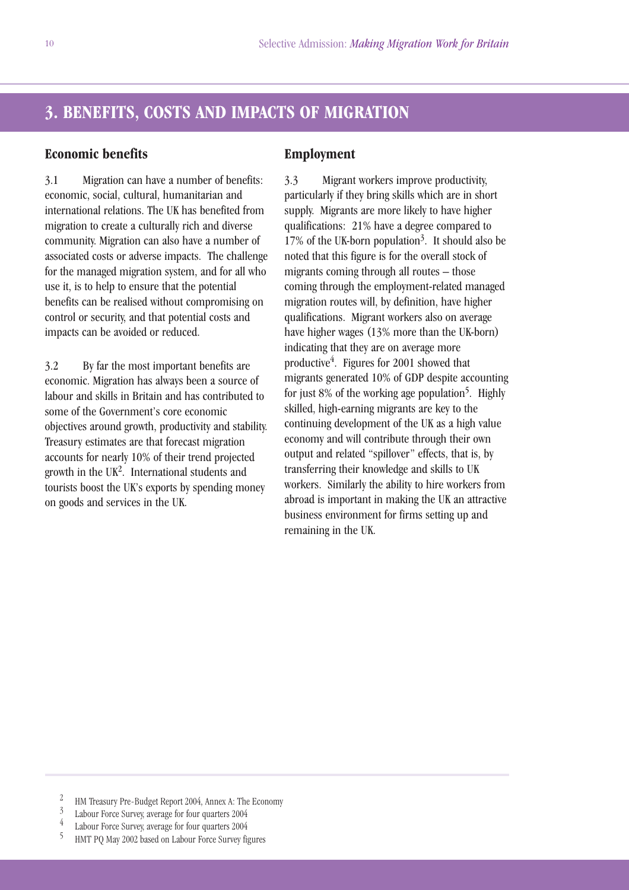## 3. BENEFITS, COSTS AND IMPACTS OF MIGRATION

### Economic benefits

3.1 Migration can have a number of benefits: economic, social, cultural, humanitarian and international relations. The UK has benefited from migration to create a culturally rich and diverse community. Migration can also have a number of associated costs or adverse impacts. The challenge for the managed migration system, and for all who use it, is to help to ensure that the potential benefits can be realised without compromising on control or security, and that potential costs and impacts can be avoided or reduced.

3.2 By far the most important benefits are economic. Migration has always been a source of labour and skills in Britain and has contributed to some of the Government's core economic objectives around growth, productivity and stability. Treasury estimates are that forecast migration accounts for nearly 10% of their trend projected growth in the UK[2]. International students and tourists boost the UK's exports by spending money on goods and services in the UK.

### Employment

3.3 Migrant workers improve productivity, particularly if they bring skills which are in short supply. Migrants are more likely to have higher qualifications: 21% have a degree compared to 17% of the UK-born population[3]. It should also be noted that this figure is for the overall stock of migrants coming through all routes – those coming through the employment-related managed migration routes will, by definition, have higher qualifications. Migrant workers also on average have higher wages (13% more than the UK-born) indicating that they are on average more productive[4]. Figures for 2001 showed that migrants generated 10% of GDP despite accounting for just 8% of the working age population[5]. Highly skilled, high-earning migrants are key to the continuing development of the UK as a high value economy and will contribute through their own output and related "spillover" effects, that is, by transferring their knowledge and skills to UK workers. Similarly the ability to hire workers from abroad is important in making the UK an attractive business environment for firms setting up and remaining in the UK.

---

2 HM Treasury Pre-Budget Report 2004, Annex A: The Economy

3 Labour Force Survey, average for four quarters 2004

4 Labour Force Survey, average for four quarters 2004

5 HMT PQ May 2002 based on Labour Force Survey figures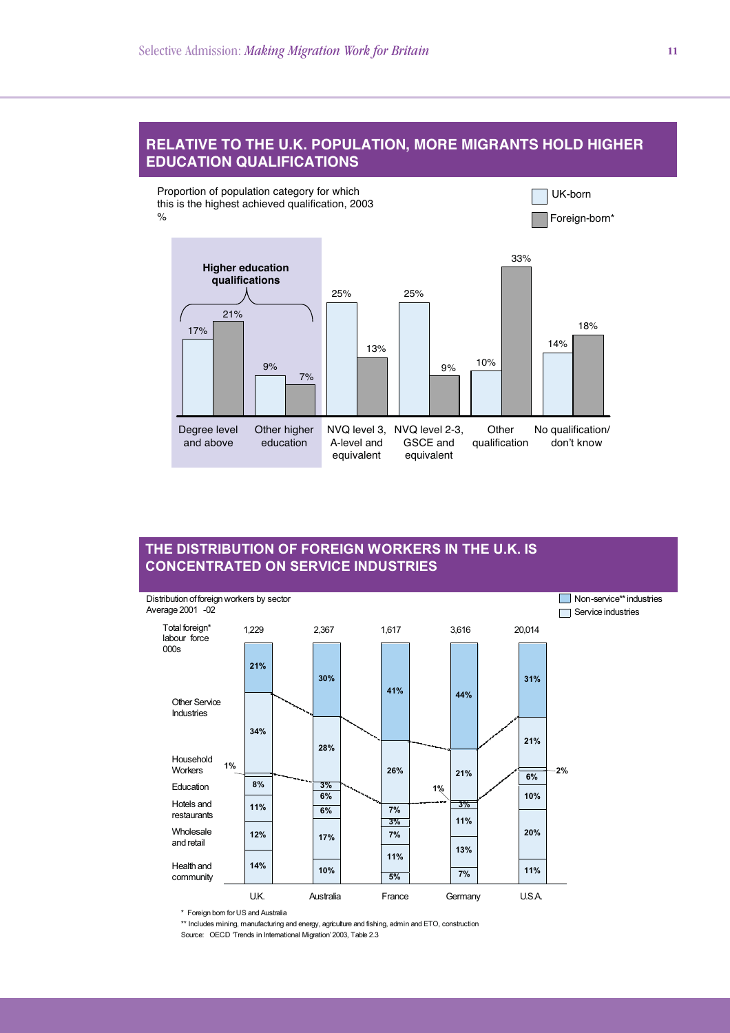## RELATIVE TO THE U.K. POPULATION, MORE MIGRANTS HOLD HIGHER EDUCATION QUALIFICATIONS

Proportion of population category for which this is the highest achieved qualification, 2003
%

| | UK-born | Foreign-born* |
|---|---|---|
| **Higher education qualifications:** Degree level and above | 17% | 21% |
| **Higher education qualifications:** Other higher education | 9% | 7% |
| NVQ level 3, A-level and equivalent | 25% | 13% |
| NVQ level 2-3, GSCE and equivalent | 25% | 9% |
| Other qualification | 10% | 33% |
| No qualification/ don't know | 14% | 18% |

## THE DISTRIBUTION OF FOREIGN WORKERS IN THE U.K. IS CONCENTRATED ON SERVICE INDUSTRIES

Distribution of foreign workers by sector
Average 2001 -02

| | U.K. | Australia | France | Germany | U.S.A. |
|---|---|---|---|---|---|
| Total foreign* labour force 000s | 1,229 | 2,367 | 1,617 | 3,616 | 20,014 |
| Non-service** industries | 21% | 30% | 41% | 44% | 31% |
| Other Service Industries | 34% | 28% | 26% | 21% | 21% |
| Household Workers | 1% | 3% | | 1% | 2% |
| Education | 8% | 6% | 7% | 3% | 6% |
| Hotels and restaurants | 11% | 6% | 3% | 11% | 10% |
| Wholesale and retail | 12% | 17% | 7% | 13% | 20% |
| Health and community | 14% | 10% | 11% | 7% | 11% |
| | | | 5% | | |

\* Foreign born for US and Australia

\** Includes mining, manufacturing and energy, agriculture and fishing, admin and ETO, construction

Source: OECD 'Trends in International Migration' 2003, Table 2.3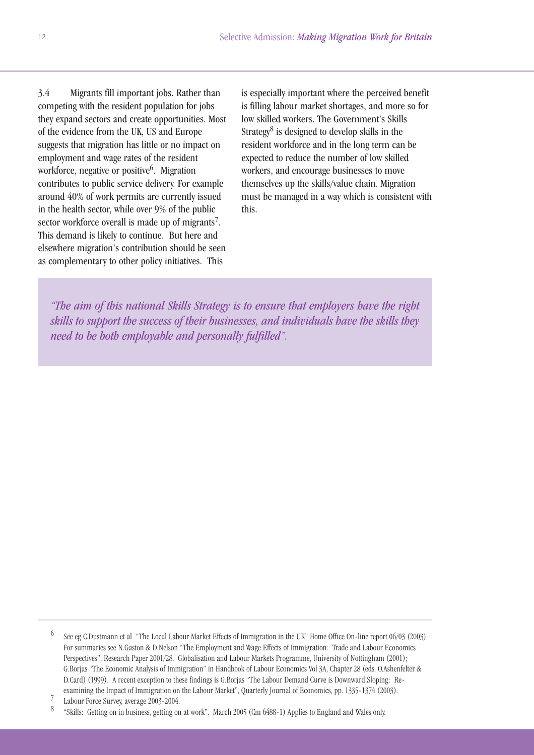3.4 Migrants fill important jobs. Rather than competing with the resident population for jobs they expand sectors and create opportunities. Most of the evidence from the UK, US and Europe suggests that migration has little or no impact on employment and wage rates of the resident workforce, negative or positive[6]. Migration contributes to public service delivery. For example around 40% of work permits are currently issued in the health sector, while over 9% of the public sector workforce overall is made up of migrants[7]. This demand is likely to continue. But here and elsewhere migration's contribution should be seen as complementary to other policy initiatives. This is especially important where the perceived benefit is filling labour market shortages, and more so for low skilled workers. The Government's Skills Strategy[8] is designed to develop skills in the resident workforce and in the long term can be expected to reduce the number of low skilled workers, and encourage businesses to move themselves up the skills/value chain. Migration must be managed in a way which is consistent with this.

> *"The aim of this national Skills Strategy is to ensure that employers have the right skills to support the success of their businesses, and individuals have the skills they need to be both employable and personally fulfilled".*

---

6 See eg C.Dustmann et al "The Local Labour Market Effects of Immigration in the UK" Home Office On-line report 06/03 (2003). For summaries see N.Gaston & D.Nelson "The Employment and Wage Effects of Immigration: Trade and Labour Economics Perspectives", Research Paper 2001/28. Globalisation and Labour Markets Programme, University of Nottingham (2001); G.Borjas "The Economic Analysis of Immigration" in Handbook of Labour Economics Vol 3A, Chapter 28 (eds. O.Ashenfelter & D.Card) (1999). A recent exception to these findings is G.Borjas "The Labour Demand Curve is Downward Sloping: Re-examining the Impact of Immigration on the Labour Market", Quarterly Journal of Economics, pp. 1335-1374 (2003).

7 Labour Force Survey, average 2003-2004.

8 "Skills: Getting on in business, getting on at work". March 2005 (Cm 6488-1) Applies to England and Wales only.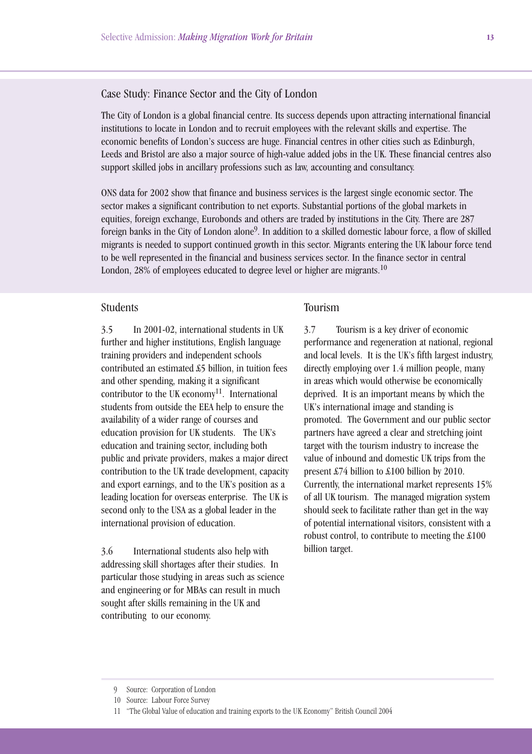## Case Study: Finance Sector and the City of London

The City of London is a global financial centre. Its success depends upon attracting international financial institutions to locate in London and to recruit employees with the relevant skills and expertise. The economic benefits of London's success are huge. Financial centres in other cities such as Edinburgh, Leeds and Bristol are also a major source of high-value added jobs in the UK. These financial centres also support skilled jobs in ancillary professions such as law, accounting and consultancy.

ONS data for 2002 show that finance and business services is the largest single economic sector. The sector makes a significant contribution to net exports. Substantial portions of the global markets in equities, foreign exchange, Eurobonds and others are traded by institutions in the City. There are 287 foreign banks in the City of London alone[9]. In addition to a skilled domestic labour force, a flow of skilled migrants is needed to support continued growth in this sector. Migrants entering the UK labour force tend to be well represented in the financial and business services sector. In the finance sector in central London, 28% of employees educated to degree level or higher are migrants.[10]

## Students

3.5 In 2001-02, international students in UK further and higher institutions, English language training providers and independent schools contributed an estimated £5 billion, in tuition fees and other spending, making it a significant contributor to the UK economy[11]. International students from outside the EEA help to ensure the availability of a wider range of courses and education provision for UK students. The UK's education and training sector, including both public and private providers, makes a major direct contribution to the UK trade development, capacity and export earnings, and to the UK's position as a leading location for overseas enterprise. The UK is second only to the USA as a global leader in the international provision of education.

3.6 International students also help with addressing skill shortages after their studies. In particular those studying in areas such as science and engineering or for MBAs can result in much sought after skills remaining in the UK and contributing to our economy.

## Tourism

3.7 Tourism is a key driver of economic performance and regeneration at national, regional and local levels. It is the UK's fifth largest industry, directly employing over 1.4 million people, many in areas which would otherwise be economically deprived. It is an important means by which the UK's international image and standing is promoted. The Government and our public sector partners have agreed a clear and stretching joint target with the tourism industry to increase the value of inbound and domestic UK trips from the present £74 billion to £100 billion by 2010. Currently, the international market represents 15% of all UK tourism. The managed migration system should seek to facilitate rather than get in the way of potential international visitors, consistent with a robust control, to contribute to meeting the £100 billion target.

---

9 Source: Corporation of London

10 Source: Labour Force Survey

11 "The Global Value of education and training exports to the UK Economy" British Council 2004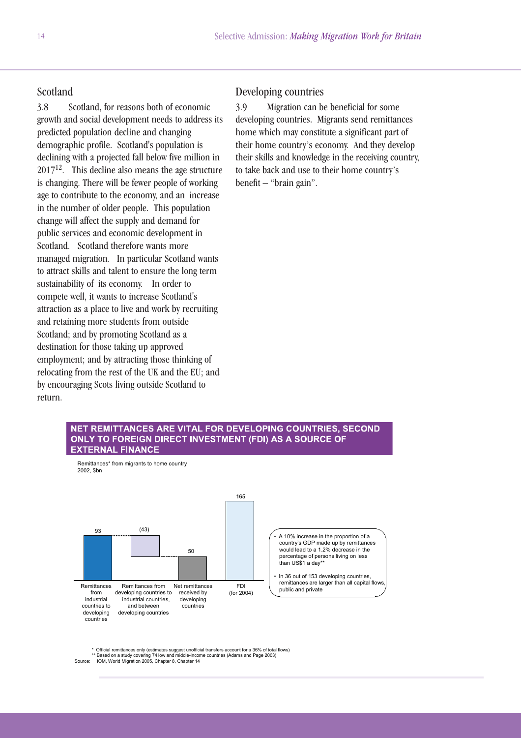## Scotland

3.8 Scotland, for reasons both of economic growth and social development needs to address its predicted population decline and changing demographic profile. Scotland's population is declining with a projected fall below five million in 2017[12]. This decline also means the age structure is changing. There will be fewer people of working age to contribute to the economy, and an increase in the number of older people. This population change will affect the supply and demand for public services and economic development in Scotland. Scotland therefore wants more managed migration. In particular Scotland wants to attract skills and talent to ensure the long term sustainability of its economy. In order to compete well, it wants to increase Scotland's attraction as a place to live and work by recruiting and retaining more students from outside Scotland; and by promoting Scotland as a destination for those taking up approved employment; and by attracting those thinking of relocating from the rest of the UK and the EU; and by encouraging Scots living outside Scotland to return.

## Developing countries

3.9 Migration can be beneficial for some developing countries. Migrants send remittances home which may constitute a significant part of their home country's economy. And they develop their skills and knowledge in the receiving country, to take back and use to their home country's benefit – "brain gain".

**NET REMITTANCES ARE VITAL FOR DEVELOPING COUNTRIES, SECOND ONLY TO FOREIGN DIRECT INVESTMENT (FDI) AS A SOURCE OF EXTERNAL FINANCE**

Remittances* from migrants to home country 2002, $bn

| Category | $bn |
| --- | --- |
| Remittances from industrial countries to developing countries | 93 |
| Remittances from developing countries to industrial countries, and between developing countries | (43) |
| Net remittances received by developing countries | 50 |
| FDI (for 2004) | 165 |

- A 10% increase in the proportion of a country's GDP made up by remittances would lead to a 1.2% decrease in the percentage of persons living on less than US$1 a day**
- In 36 out of 153 developing countries, remittances are larger than all capital flows, public and private

\* Official remittances only (estimates suggest unofficial transfers account for a 36% of total flows)
\** Based on a study covering 74 low and middle-income countries (Adams and Page 2003)
Source: IOM, World Migration 2005, Chapter 8, Chapter 14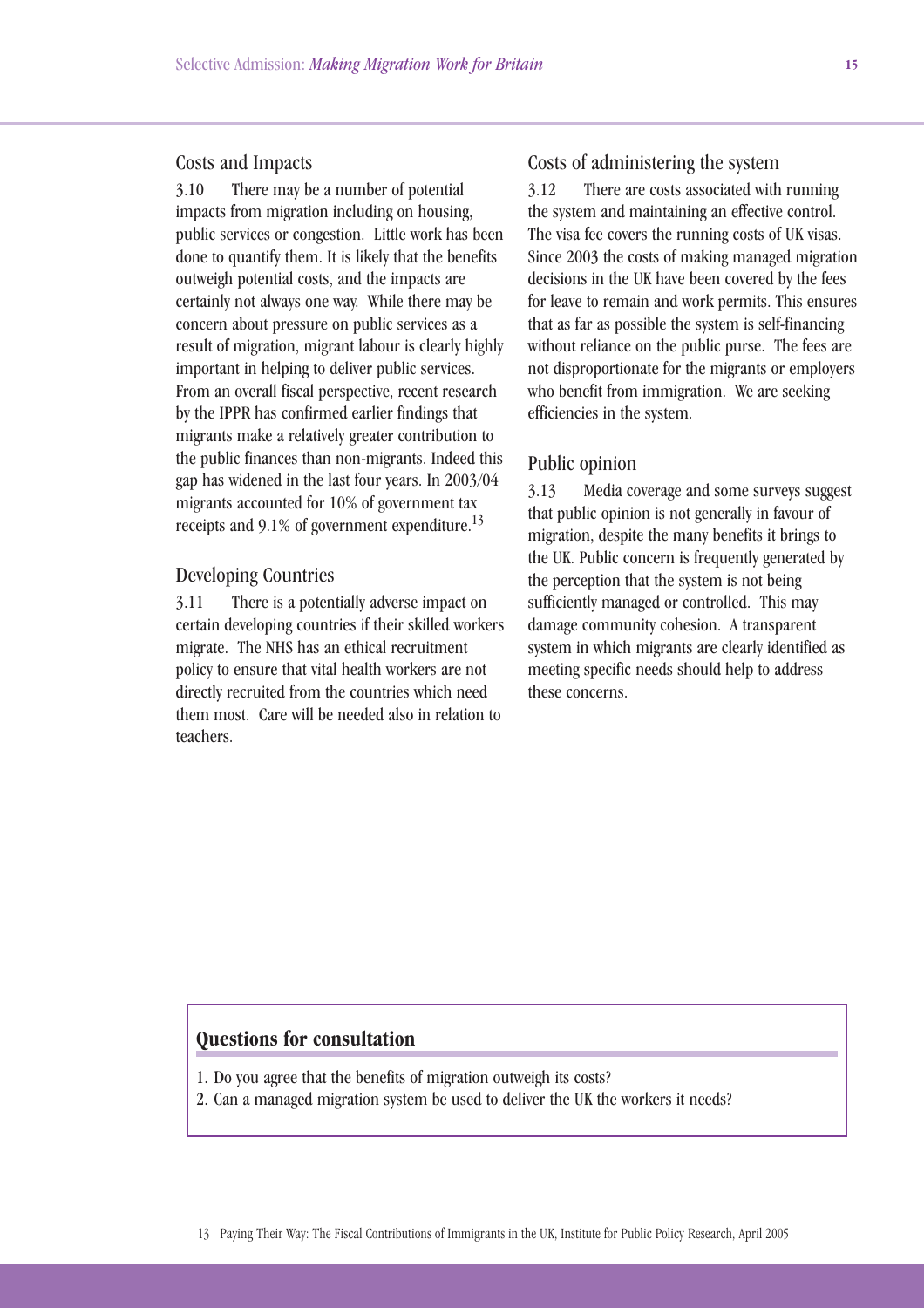## Costs and Impacts

3.10 There may be a number of potential impacts from migration including on housing, public services or congestion. Little work has been done to quantify them. It is likely that the benefits outweigh potential costs, and the impacts are certainly not always one way. While there may be concern about pressure on public services as a result of migration, migrant labour is clearly highly important in helping to deliver public services. From an overall fiscal perspective, recent research by the IPPR has confirmed earlier findings that migrants make a relatively greater contribution to the public finances than non-migrants. Indeed this gap has widened in the last four years. In 2003/04 migrants accounted for 10% of government tax receipts and 9.1% of government expenditure.[13]

## Developing Countries

3.11 There is a potentially adverse impact on certain developing countries if their skilled workers migrate. The NHS has an ethical recruitment policy to ensure that vital health workers are not directly recruited from the countries which need them most. Care will be needed also in relation to teachers.

## Costs of administering the system

3.12 There are costs associated with running the system and maintaining an effective control. The visa fee covers the running costs of UK visas. Since 2003 the costs of making managed migration decisions in the UK have been covered by the fees for leave to remain and work permits. This ensures that as far as possible the system is self-financing without reliance on the public purse. The fees are not disproportionate for the migrants or employers who benefit from immigration. We are seeking efficiencies in the system.

## Public opinion

3.13 Media coverage and some surveys suggest that public opinion is not generally in favour of migration, despite the many benefits it brings to the UK. Public concern is frequently generated by the perception that the system is not being sufficiently managed or controlled. This may damage community cohesion. A transparent system in which migrants are clearly identified as meeting specific needs should help to address these concerns.

### Questions for consultation

1. Do you agree that the benefits of migration outweigh its costs?
2. Can a managed migration system be used to deliver the UK the workers it needs?

13 Paying Their Way: The Fiscal Contributions of Immigrants in the UK, Institute for Public Policy Research, April 2005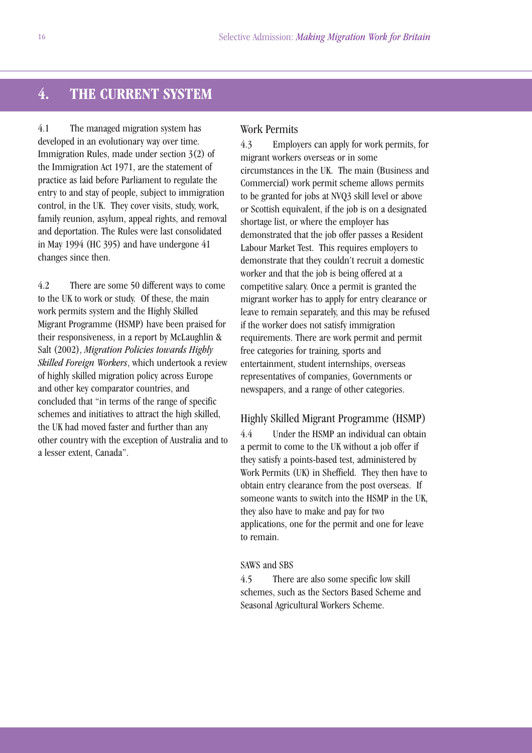# 4. THE CURRENT SYSTEM

4.1 The managed migration system has developed in an evolutionary way over time. Immigration Rules, made under section 3(2) of the Immigration Act 1971, are the statement of practice as laid before Parliament to regulate the entry to and stay of people, subject to immigration control, in the UK. They cover visits, study, work, family reunion, asylum, appeal rights, and removal and deportation. The Rules were last consolidated in May 1994 (HC 395) and have undergone 41 changes since then.

4.2 There are some 50 different ways to come to the UK to work or study. Of these, the main work permits system and the Highly Skilled Migrant Programme (HSMP) have been praised for their responsiveness, in a report by McLaughlin & Salt (2002), *Migration Policies towards Highly Skilled Foreign Workers*, which undertook a review of highly skilled migration policy across Europe and other key comparator countries, and concluded that "in terms of the range of specific schemes and initiatives to attract the high skilled, the UK had moved faster and further than any other country with the exception of Australia and to a lesser extent, Canada".

## Work Permits

4.3 Employers can apply for work permits, for migrant workers overseas or in some circumstances in the UK. The main (Business and Commercial) work permit scheme allows permits to be granted for jobs at NVQ3 skill level or above or Scottish equivalent, if the job is on a designated shortage list, or where the employer has demonstrated that the job offer passes a Resident Labour Market Test. This requires employers to demonstrate that they couldn't recruit a domestic worker and that the job is being offered at a competitive salary. Once a permit is granted the migrant worker has to apply for entry clearance or leave to remain separately, and this may be refused if the worker does not satisfy immigration requirements. There are work permit and permit free categories for training, sports and entertainment, student internships, overseas representatives of companies, Governments or newspapers, and a range of other categories.

## Highly Skilled Migrant Programme (HSMP)

4.4 Under the HSMP an individual can obtain a permit to come to the UK without a job offer if they satisfy a points-based test, administered by Work Permits (UK) in Sheffield. They then have to obtain entry clearance from the post overseas. If someone wants to switch into the HSMP in the UK, they also have to make and pay for two applications, one for the permit and one for leave to remain.

### SAWS and SBS

4.5 There are also some specific low skill schemes, such as the Sectors Based Scheme and Seasonal Agricultural Workers Scheme.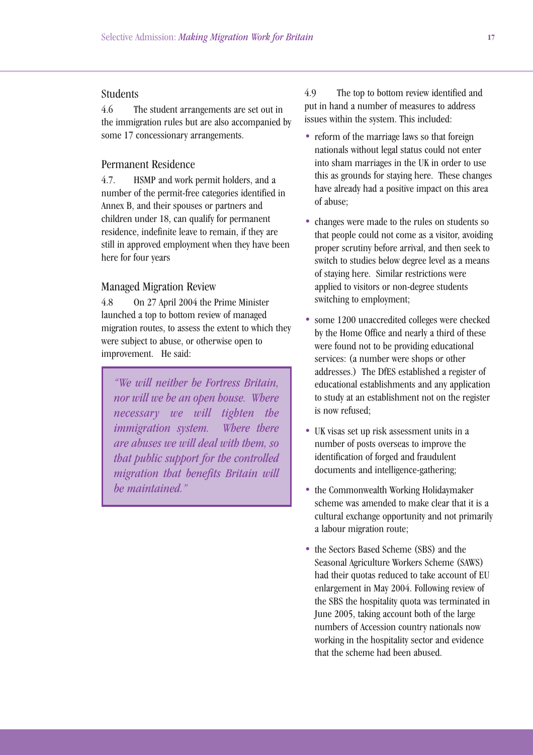### Students

4.6 The student arrangements are set out in the immigration rules but are also accompanied by some 17 concessionary arrangements.

### Permanent Residence

4.7. HSMP and work permit holders, and a number of the permit-free categories identified in Annex B, and their spouses or partners and children under 18, can qualify for permanent residence, indefinite leave to remain, if they are still in approved employment when they have been here for four years

### Managed Migration Review

4.8 On 27 April 2004 the Prime Minister launched a top to bottom review of managed migration routes, to assess the extent to which they were subject to abuse, or otherwise open to improvement. He said:

> *"We will neither be Fortress Britain, nor will we be an open house. Where necessary we will tighten the immigration system. Where there are abuses we will deal with them, so that public support for the controlled migration that benefits Britain will be maintained."*

4.9 The top to bottom review identified and put in hand a number of measures to address issues within the system. This included:

- reform of the marriage laws so that foreign nationals without legal status could not enter into sham marriages in the UK in order to use this as grounds for staying here. These changes have already had a positive impact on this area of abuse;
- changes were made to the rules on students so that people could not come as a visitor, avoiding proper scrutiny before arrival, and then seek to switch to studies below degree level as a means of staying here. Similar restrictions were applied to visitors or non-degree students switching to employment;
- some 1200 unaccredited colleges were checked by the Home Office and nearly a third of these were found not to be providing educational services: (a number were shops or other addresses.) The DfES established a register of educational establishments and any application to study at an establishment not on the register is now refused;
- UK visas set up risk assessment units in a number of posts overseas to improve the identification of forged and fraudulent documents and intelligence-gathering;
- the Commonwealth Working Holidaymaker scheme was amended to make clear that it is a cultural exchange opportunity and not primarily a labour migration route;
- the Sectors Based Scheme (SBS) and the Seasonal Agriculture Workers Scheme (SAWS) had their quotas reduced to take account of EU enlargement in May 2004. Following review of the SBS the hospitality quota was terminated in June 2005, taking account both of the large numbers of Accession country nationals now working in the hospitality sector and evidence that the scheme had been abused.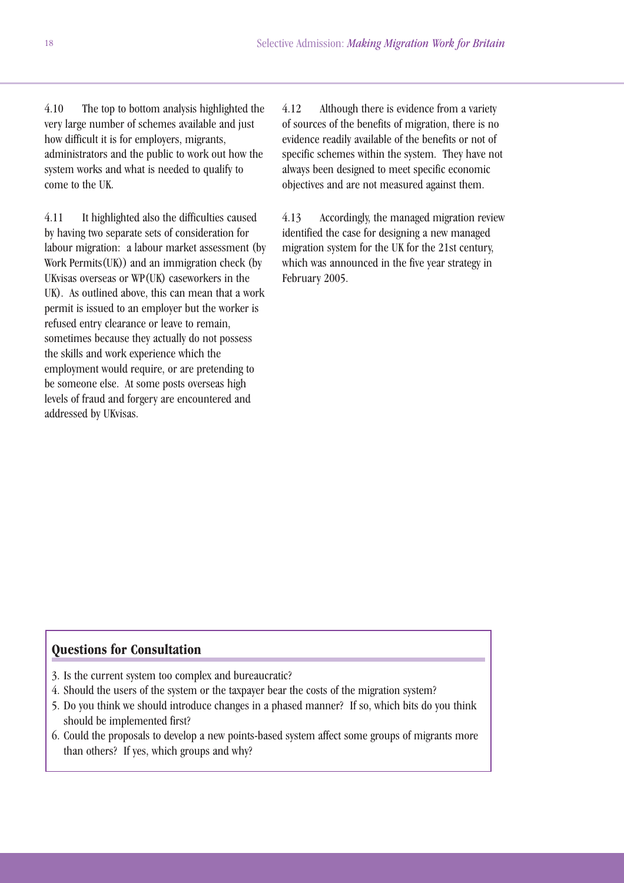4.10 The top to bottom analysis highlighted the very large number of schemes available and just how difficult it is for employers, migrants, administrators and the public to work out how the system works and what is needed to qualify to come to the UK.

4.11 It highlighted also the difficulties caused by having two separate sets of consideration for labour migration: a labour market assessment (by Work Permits(UK)) and an immigration check (by UKvisas overseas or WP(UK) caseworkers in the UK). As outlined above, this can mean that a work permit is issued to an employer but the worker is refused entry clearance or leave to remain, sometimes because they actually do not possess the skills and work experience which the employment would require, or are pretending to be someone else. At some posts overseas high levels of fraud and forgery are encountered and addressed by UKvisas.

4.12 Although there is evidence from a variety of sources of the benefits of migration, there is no evidence readily available of the benefits or not of specific schemes within the system. They have not always been designed to meet specific economic objectives and are not measured against them.

4.13 Accordingly, the managed migration review identified the case for designing a new managed migration system for the UK for the 21st century, which was announced in the five year strategy in February 2005.

### Questions for Consultation

3. Is the current system too complex and bureaucratic?
4. Should the users of the system or the taxpayer bear the costs of the migration system?
5. Do you think we should introduce changes in a phased manner? If so, which bits do you think should be implemented first?
6. Could the proposals to develop a new points-based system affect some groups of migrants more than others? If yes, which groups and why?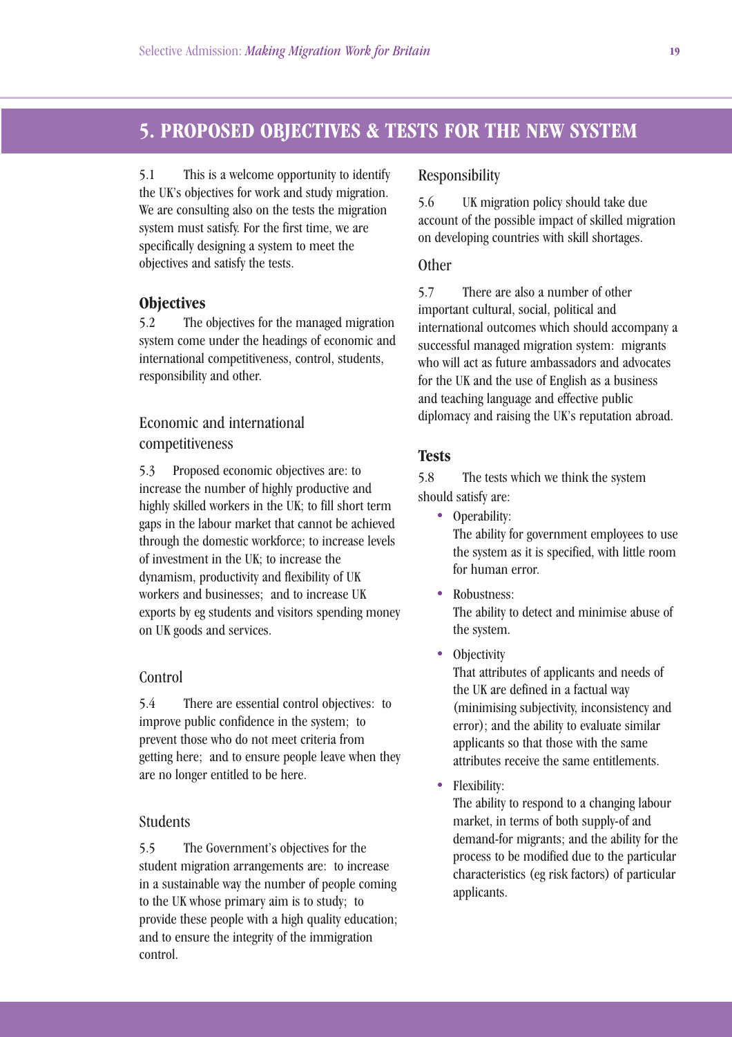# 5. PROPOSED OBJECTIVES & TESTS FOR THE NEW SYSTEM

5.1 This is a welcome opportunity to identify the UK's objectives for work and study migration. We are consulting also on the tests the migration system must satisfy. For the first time, we are specifically designing a system to meet the objectives and satisfy the tests.

## Objectives

5.2 The objectives for the managed migration system come under the headings of economic and international competitiveness, control, students, responsibility and other.

### Economic and international competitiveness

5.3 Proposed economic objectives are: to increase the number of highly productive and highly skilled workers in the UK; to fill short term gaps in the labour market that cannot be achieved through the domestic workforce; to increase levels of investment in the UK; to increase the dynamism, productivity and flexibility of UK workers and businesses; and to increase UK exports by eg students and visitors spending money on UK goods and services.

### Control

5.4 There are essential control objectives: to improve public confidence in the system; to prevent those who do not meet criteria from getting here; and to ensure people leave when they are no longer entitled to be here.

### Students

5.5 The Government's objectives for the student migration arrangements are: to increase in a sustainable way the number of people coming to the UK whose primary aim is to study; to provide these people with a high quality education; and to ensure the integrity of the immigration control.

### Responsibility

5.6 UK migration policy should take due account of the possible impact of skilled migration on developing countries with skill shortages.

### Other

5.7 There are also a number of other important cultural, social, political and international outcomes which should accompany a successful managed migration system: migrants who will act as future ambassadors and advocates for the UK and the use of English as a business and teaching language and effective public diplomacy and raising the UK's reputation abroad.

## Tests

5.8 The tests which we think the system should satisfy are:

- Operability:
  The ability for government employees to use the system as it is specified, with little room for human error.
- Robustness:
  The ability to detect and minimise abuse of the system.
- Objectivity
  That attributes of applicants and needs of the UK are defined in a factual way (minimising subjectivity, inconsistency and error); and the ability to evaluate similar applicants so that those with the same attributes receive the same entitlements.
- Flexibility:
  The ability to respond to a changing labour market, in terms of both supply-of and demand-for migrants; and the ability for the process to be modified due to the particular characteristics (eg risk factors) of particular applicants.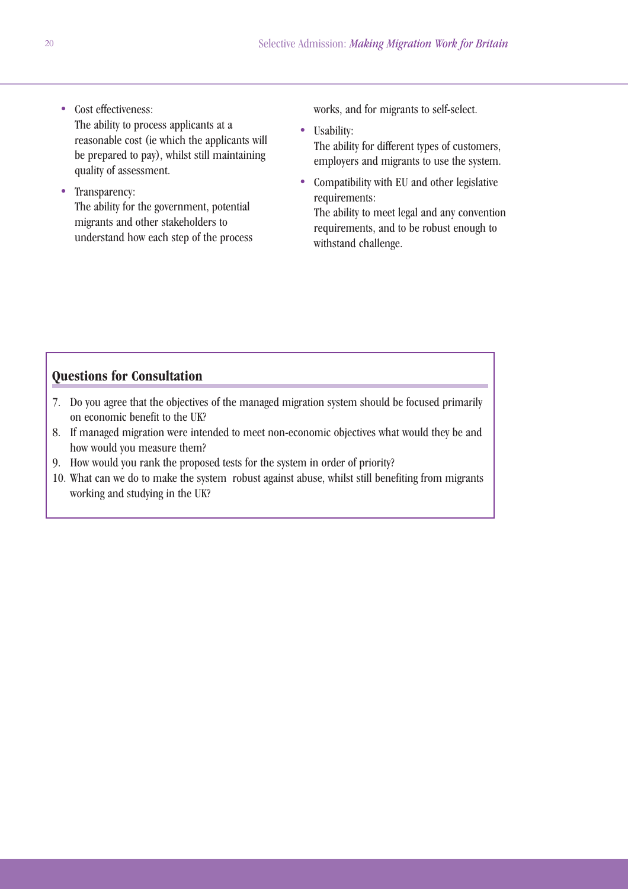- Cost effectiveness:
  The ability to process applicants at a reasonable cost (ie which the applicants will be prepared to pay), whilst still maintaining quality of assessment.
- Transparency:
  The ability for the government, potential migrants and other stakeholders to understand how each step of the process works, and for migrants to self-select.
- Usability:
  The ability for different types of customers, employers and migrants to use the system.
- Compatibility with EU and other legislative requirements:
  The ability to meet legal and any convention requirements, and to be robust enough to withstand challenge.

## Questions for Consultation

7. Do you agree that the objectives of the managed migration system should be focused primarily on economic benefit to the UK?
8. If managed migration were intended to meet non-economic objectives what would they be and how would you measure them?
9. How would you rank the proposed tests for the system in order of priority?
10. What can we do to make the system robust against abuse, whilst still benefiting from migrants working and studying in the UK?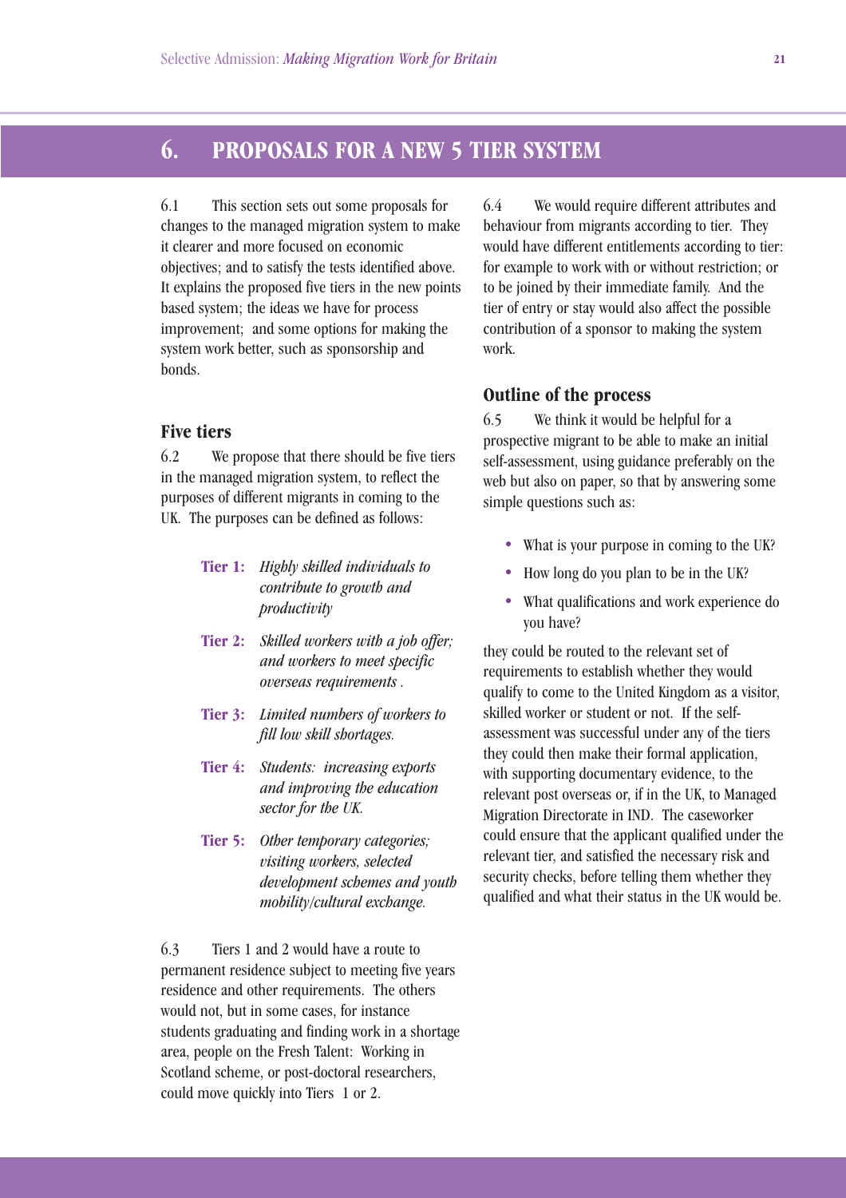# 6. PROPOSALS FOR A NEW 5 TIER SYSTEM

6.1 This section sets out some proposals for changes to the managed migration system to make it clearer and more focused on economic objectives; and to satisfy the tests identified above. It explains the proposed five tiers in the new points based system; the ideas we have for process improvement; and some options for making the system work better, such as sponsorship and bonds.

## Five tiers

6.2 We propose that there should be five tiers in the managed migration system, to reflect the purposes of different migrants in coming to the UK. The purposes can be defined as follows:

- **Tier 1:** *Highly skilled individuals to contribute to growth and productivity*
- **Tier 2:** *Skilled workers with a job offer; and workers to meet specific overseas requirements .*
- **Tier 3:** *Limited numbers of workers to fill low skill shortages.*
- **Tier 4:** *Students: increasing exports and improving the education sector for the UK.*
- **Tier 5:** *Other temporary categories; visiting workers, selected development schemes and youth mobility/cultural exchange.*

6.3 Tiers 1 and 2 would have a route to permanent residence subject to meeting five years residence and other requirements. The others would not, but in some cases, for instance students graduating and finding work in a shortage area, people on the Fresh Talent: Working in Scotland scheme, or post-doctoral researchers, could move quickly into Tiers 1 or 2.

6.4 We would require different attributes and behaviour from migrants according to tier. They would have different entitlements according to tier: for example to work with or without restriction; or to be joined by their immediate family. And the tier of entry or stay would also affect the possible contribution of a sponsor to making the system work.

## Outline of the process

6.5 We think it would be helpful for a prospective migrant to be able to make an initial self-assessment, using guidance preferably on the web but also on paper, so that by answering some simple questions such as:

- What is your purpose in coming to the UK?
- How long do you plan to be in the UK?
- What qualifications and work experience do you have?

they could be routed to the relevant set of requirements to establish whether they would qualify to come to the United Kingdom as a visitor, skilled worker or student or not. If the self-assessment was successful under any of the tiers they could then make their formal application, with supporting documentary evidence, to the relevant post overseas or, if in the UK, to Managed Migration Directorate in IND. The caseworker could ensure that the applicant qualified under the relevant tier, and satisfied the necessary risk and security checks, before telling them whether they qualified and what their status in the UK would be.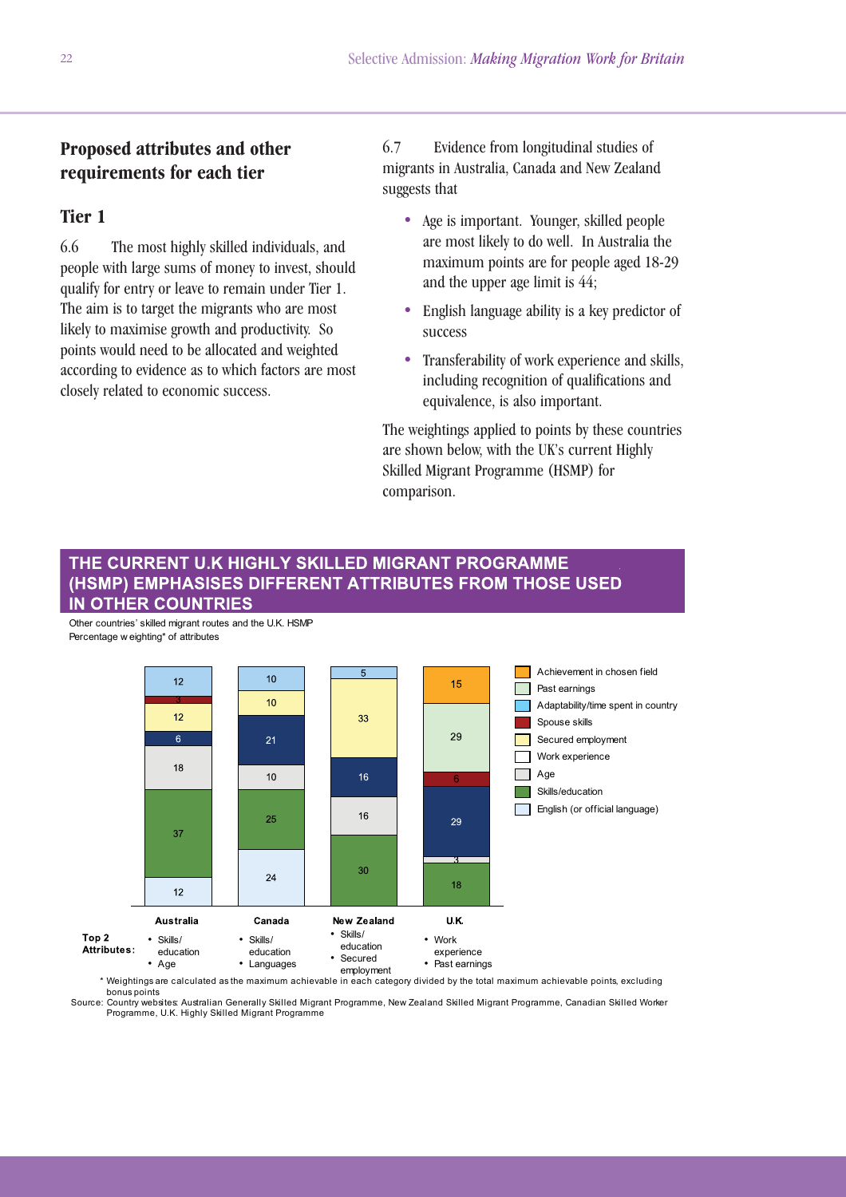## Proposed attributes and other requirements for each tier

### Tier 1

6.6 The most highly skilled individuals, and people with large sums of money to invest, should qualify for entry or leave to remain under Tier 1. The aim is to target the migrants who are most likely to maximise growth and productivity. So points would need to be allocated and weighted according to evidence as to which factors are most closely related to economic success.

6.7 Evidence from longitudinal studies of migrants in Australia, Canada and New Zealand suggests that

- Age is important. Younger, skilled people are most likely to do well. In Australia the maximum points are for people aged 18-29 and the upper age limit is 44;
- English language ability is a key predictor of success
- Transferability of work experience and skills, including recognition of qualifications and equivalence, is also important.

The weightings applied to points by these countries are shown below, with the UK's current Highly Skilled Migrant Programme (HSMP) for comparison.

**THE CURRENT U.K HIGHLY SKILLED MIGRANT PROGRAMME (HSMP) EMPHASISES DIFFERENT ATTRIBUTES FROM THOSE USED IN OTHER COUNTRIES**

Other countries' skilled migrant routes and the U.K. HSMP
Percentage weighting* of attributes

| Attribute | Australia | Canada | New Zealand | U.K. |
|---|---|---|---|---|
| Achievement in chosen field | | | | 15 |
| Past earnings | | | | 29 |
| Adaptability/time spent in country | 12 | 10 | 5 | |
| Spouse skills | 3 | | | 6 |
| Secured employment | 12 | 10 | 33 | |
| Work experience | 6 | 21 | 16 | 29 |
| Age | 18 | 10 | 16 | 3 |
| Skills/education | 37 | 25 | 30 | 18 |
| English (or official language) | 12 | 24 | | |
| **Top 2 Attributes:** | • Skills/education • Age | • Skills/education • Languages | • Skills/education • Secured employment | • Work experience • Past earnings |

\* Weightings are calculated as the maximum achievable in each category divided by the total maximum achievable points, excluding bonus points

Source: Country websites: Australian Generally Skilled Migrant Programme, New Zealand Skilled Migrant Programme, Canadian Skilled Worker Programme, U.K. Highly Skilled Migrant Programme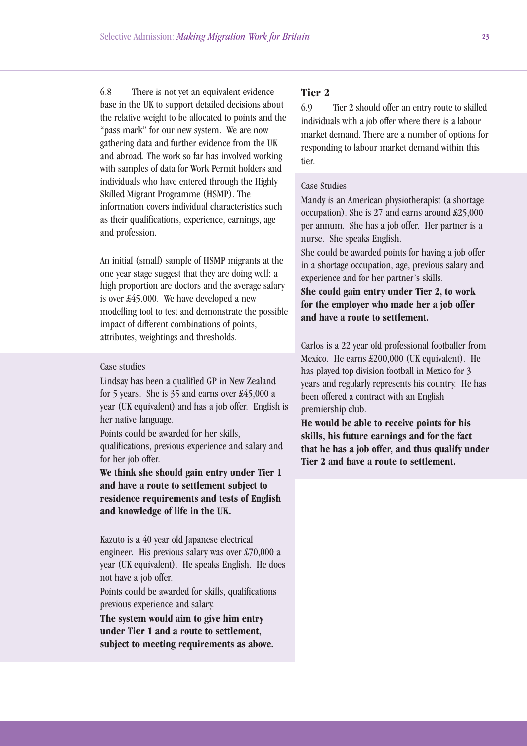6.8 There is not yet an equivalent evidence base in the UK to support detailed decisions about the relative weight to be allocated to points and the "pass mark" for our new system. We are now gathering data and further evidence from the UK and abroad. The work so far has involved working with samples of data for Work Permit holders and individuals who have entered through the Highly Skilled Migrant Programme (HSMP). The information covers individual characteristics such as their qualifications, experience, earnings, age and profession.

An initial (small) sample of HSMP migrants at the one year stage suggest that they are doing well: a high proportion are doctors and the average salary is over £45.000. We have developed a new modelling tool to test and demonstrate the possible impact of different combinations of points, attributes, weightings and thresholds.

Case studies

Lindsay has been a qualified GP in New Zealand for 5 years. She is 35 and earns over £45,000 a year (UK equivalent) and has a job offer. English is her native language.

Points could be awarded for her skills, qualifications, previous experience and salary and for her job offer.

**We think she should gain entry under Tier 1 and have a route to settlement subject to residence requirements and tests of English and knowledge of life in the UK.**

Kazuto is a 40 year old Japanese electrical engineer. His previous salary was over £70,000 a year (UK equivalent). He speaks English. He does not have a job offer.

Points could be awarded for skills, qualifications previous experience and salary.

**The system would aim to give him entry under Tier 1 and a route to settlement, subject to meeting requirements as above.**

## Tier 2

6.9 Tier 2 should offer an entry route to skilled individuals with a job offer where there is a labour market demand. There are a number of options for responding to labour market demand within this tier.

Case Studies

Mandy is an American physiotherapist (a shortage occupation). She is 27 and earns around £25,000 per annum. She has a job offer. Her partner is a nurse. She speaks English.

She could be awarded points for having a job offer in a shortage occupation, age, previous salary and experience and for her partner's skills.

**She could gain entry under Tier 2, to work for the employer who made her a job offer and have a route to settlement.**

Carlos is a 22 year old professional footballer from Mexico. He earns £200,000 (UK equivalent). He has played top division football in Mexico for 3 years and regularly represents his country. He has been offered a contract with an English premiership club.

**He would be able to receive points for his skills, his future earnings and for the fact that he has a job offer, and thus qualify under Tier 2 and have a route to settlement.**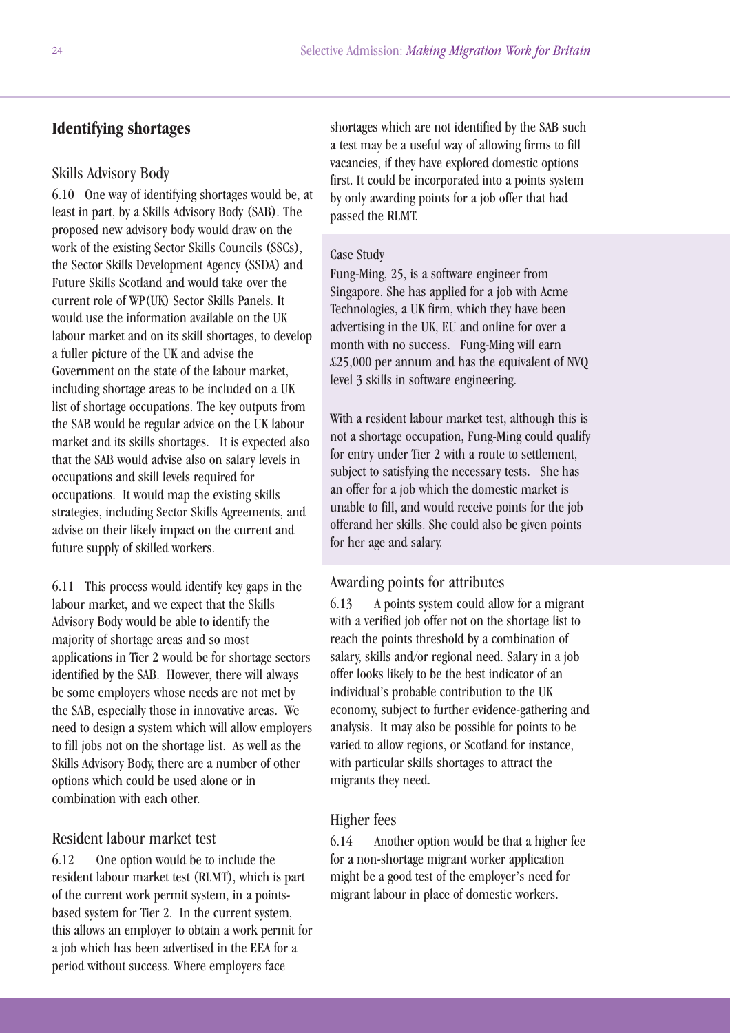## Identifying shortages

### Skills Advisory Body

6.10 One way of identifying shortages would be, at least in part, by a Skills Advisory Body (SAB). The proposed new advisory body would draw on the work of the existing Sector Skills Councils (SSCs), the Sector Skills Development Agency (SSDA) and Future Skills Scotland and would take over the current role of WP(UK) Sector Skills Panels. It would use the information available on the UK labour market and on its skill shortages, to develop a fuller picture of the UK and advise the Government on the state of the labour market, including shortage areas to be included on a UK list of shortage occupations. The key outputs from the SAB would be regular advice on the UK labour market and its skills shortages. It is expected also that the SAB would advise also on salary levels in occupations and skill levels required for occupations. It would map the existing skills strategies, including Sector Skills Agreements, and advise on their likely impact on the current and future supply of skilled workers.

6.11 This process would identify key gaps in the labour market, and we expect that the Skills Advisory Body would be able to identify the majority of shortage areas and so most applications in Tier 2 would be for shortage sectors identified by the SAB. However, there will always be some employers whose needs are not met by the SAB, especially those in innovative areas. We need to design a system which will allow employers to fill jobs not on the shortage list. As well as the Skills Advisory Body, there are a number of other options which could be used alone or in combination with each other.

### Resident labour market test

6.12 One option would be to include the resident labour market test (RLMT), which is part of the current work permit system, in a points-based system for Tier 2. In the current system, this allows an employer to obtain a work permit for a job which has been advertised in the EEA for a period without success. Where employers face shortages which are not identified by the SAB such a test may be a useful way of allowing firms to fill vacancies, if they have explored domestic options first. It could be incorporated into a points system by only awarding points for a job offer that had passed the RLMT.

> Case Study
>
> Fung-Ming, 25, is a software engineer from Singapore. She has applied for a job with Acme Technologies, a UK firm, which they have been advertising in the UK, EU and online for over a month with no success. Fung-Ming will earn £25,000 per annum and has the equivalent of NVQ level 3 skills in software engineering.
>
> With a resident labour market test, although this is not a shortage occupation, Fung-Ming could qualify for entry under Tier 2 with a route to settlement, subject to satisfying the necessary tests. She has an offer for a job which the domestic market is unable to fill, and would receive points for the job offerand her skills. She could also be given points for her age and salary.

### Awarding points for attributes

6.13 A points system could allow for a migrant with a verified job offer not on the shortage list to reach the points threshold by a combination of salary, skills and/or regional need. Salary in a job offer looks likely to be the best indicator of an individual's probable contribution to the UK economy, subject to further evidence-gathering and analysis. It may also be possible for points to be varied to allow regions, or Scotland for instance, with particular skills shortages to attract the migrants they need.

### Higher fees

6.14 Another option would be that a higher fee for a non-shortage migrant worker application might be a good test of the employer's need for migrant labour in place of domestic workers.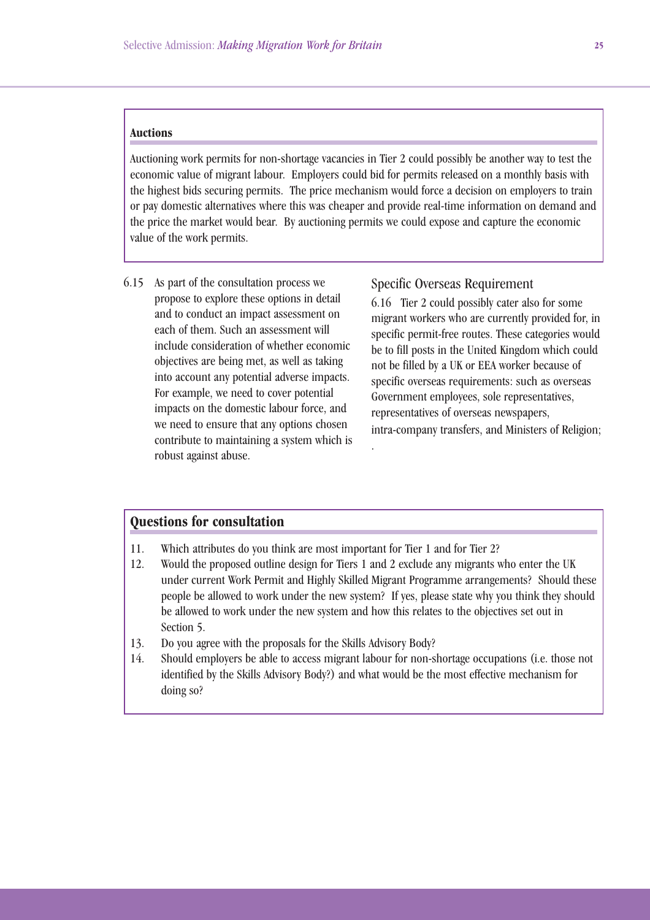**Auctions**

Auctioning work permits for non-shortage vacancies in Tier 2 could possibly be another way to test the economic value of migrant labour. Employers could bid for permits released on a monthly basis with the highest bids securing permits. The price mechanism would force a decision on employers to train or pay domestic alternatives where this was cheaper and provide real-time information on demand and the price the market would bear. By auctioning permits we could expose and capture the economic value of the work permits.

6.15 As part of the consultation process we propose to explore these options in detail and to conduct an impact assessment on each of them. Such an assessment will include consideration of whether economic objectives are being met, as well as taking into account any potential adverse impacts. For example, we need to cover potential impacts on the domestic labour force, and we need to ensure that any options chosen contribute to maintaining a system which is robust against abuse.

## Specific Overseas Requirement

6.16 Tier 2 could possibly cater also for some migrant workers who are currently provided for, in specific permit-free routes. These categories would be to fill posts in the United Kingdom which could not be filled by a UK or EEA worker because of specific overseas requirements: such as overseas Government employees, sole representatives, representatives of overseas newspapers, intra-company transfers, and Ministers of Religion;

.

## Questions for consultation

11. Which attributes do you think are most important for Tier 1 and for Tier 2?
12. Would the proposed outline design for Tiers 1 and 2 exclude any migrants who enter the UK under current Work Permit and Highly Skilled Migrant Programme arrangements? Should these people be allowed to work under the new system? If yes, please state why you think they should be allowed to work under the new system and how this relates to the objectives set out in Section 5.
13. Do you agree with the proposals for the Skills Advisory Body?
14. Should employers be able to access migrant labour for non-shortage occupations (i.e. those not identified by the Skills Advisory Body?) and what would be the most effective mechanism for doing so?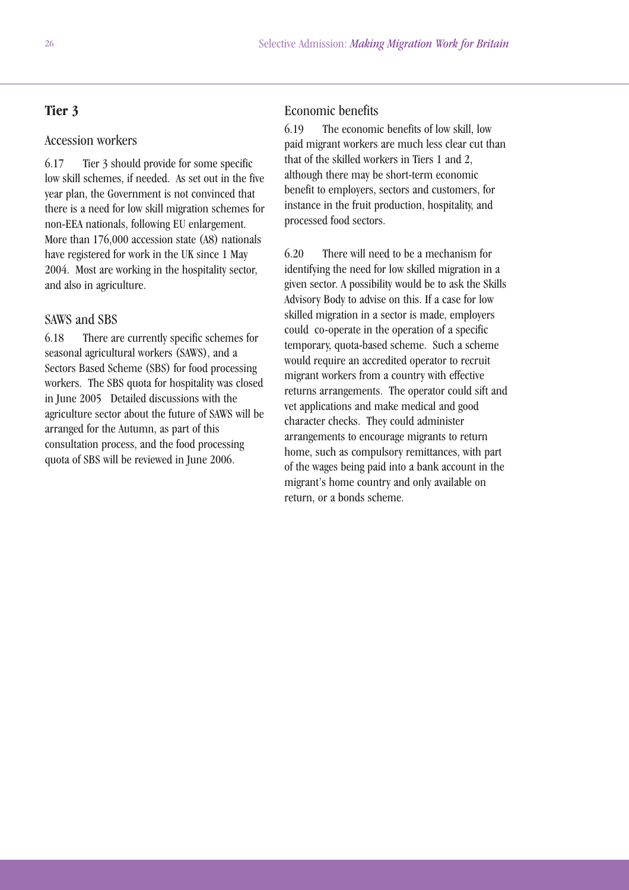## Tier 3

### Accession workers

6.17 Tier 3 should provide for some specific low skill schemes, if needed. As set out in the five year plan, the Government is not convinced that there is a need for low skill migration schemes for non-EEA nationals, following EU enlargement. More than 176,000 accession state (A8) nationals have registered for work in the UK since 1 May 2004. Most are working in the hospitality sector, and also in agriculture.

### SAWS and SBS

6.18 There are currently specific schemes for seasonal agricultural workers (SAWS), and a Sectors Based Scheme (SBS) for food processing workers. The SBS quota for hospitality was closed in June 2005 Detailed discussions with the agriculture sector about the future of SAWS will be arranged for the Autumn, as part of this consultation process, and the food processing quota of SBS will be reviewed in June 2006.

### Economic benefits

6.19 The economic benefits of low skill, low paid migrant workers are much less clear cut than that of the skilled workers in Tiers 1 and 2, although there may be short-term economic benefit to employers, sectors and customers, for instance in the fruit production, hospitality, and processed food sectors.

6.20 There will need to be a mechanism for identifying the need for low skilled migration in a given sector. A possibility would be to ask the Skills Advisory Body to advise on this. If a case for low skilled migration in a sector is made, employers could co-operate in the operation of a specific temporary, quota-based scheme. Such a scheme would require an accredited operator to recruit migrant workers from a country with effective returns arrangements. The operator could sift and vet applications and make medical and good character checks. They could administer arrangements to encourage migrants to return home, such as compulsory remittances, with part of the wages being paid into a bank account in the migrant's home country and only available on return, or a bonds scheme.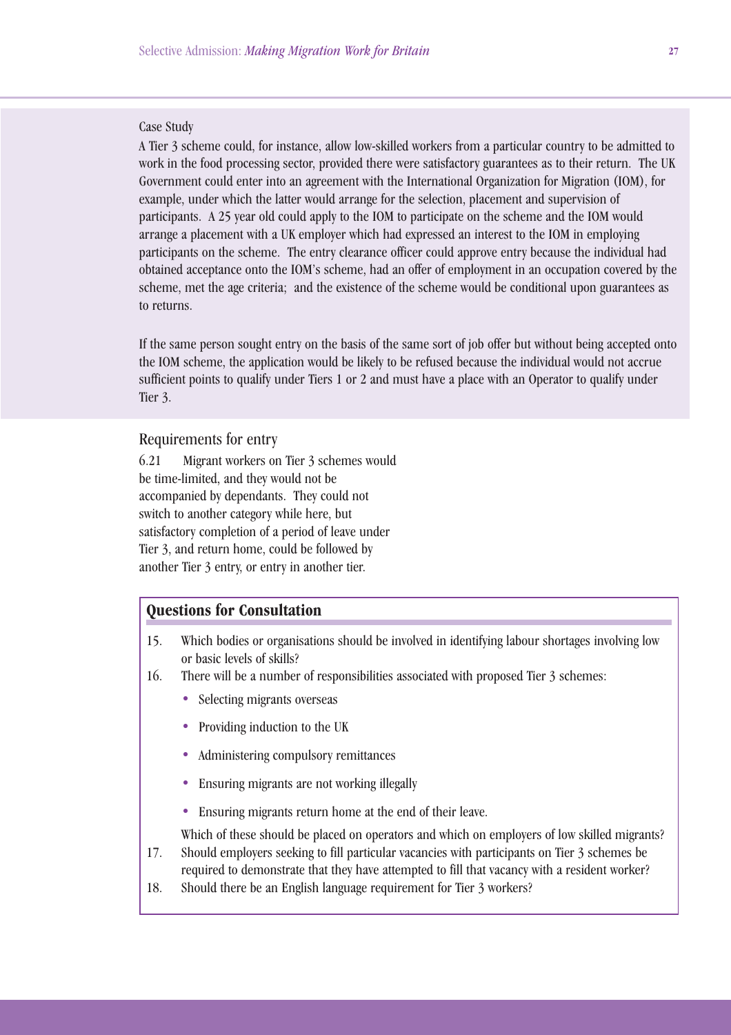Case Study

A Tier 3 scheme could, for instance, allow low-skilled workers from a particular country to be admitted to work in the food processing sector, provided there were satisfactory guarantees as to their return. The UK Government could enter into an agreement with the International Organization for Migration (IOM), for example, under which the latter would arrange for the selection, placement and supervision of participants. A 25 year old could apply to the IOM to participate on the scheme and the IOM would arrange a placement with a UK employer which had expressed an interest to the IOM in employing participants on the scheme. The entry clearance officer could approve entry because the individual had obtained acceptance onto the IOM's scheme, had an offer of employment in an occupation covered by the scheme, met the age criteria; and the existence of the scheme would be conditional upon guarantees as to returns.

If the same person sought entry on the basis of the same sort of job offer but without being accepted onto the IOM scheme, the application would be likely to be refused because the individual would not accrue sufficient points to qualify under Tiers 1 or 2 and must have a place with an Operator to qualify under Tier 3.

## Requirements for entry

6.21 Migrant workers on Tier 3 schemes would be time-limited, and they would not be accompanied by dependants. They could not switch to another category while here, but satisfactory completion of a period of leave under Tier 3, and return home, could be followed by another Tier 3 entry, or entry in another tier.

### Questions for Consultation

15. Which bodies or organisations should be involved in identifying labour shortages involving low or basic levels of skills?
16. There will be a number of responsibilities associated with proposed Tier 3 schemes:
    - Selecting migrants overseas
    - Providing induction to the UK
    - Administering compulsory remittances
    - Ensuring migrants are not working illegally
    - Ensuring migrants return home at the end of their leave.

    Which of these should be placed on operators and which on employers of low skilled migrants?
17. Should employers seeking to fill particular vacancies with participants on Tier 3 schemes be required to demonstrate that they have attempted to fill that vacancy with a resident worker?
18. Should there be an English language requirement for Tier 3 workers?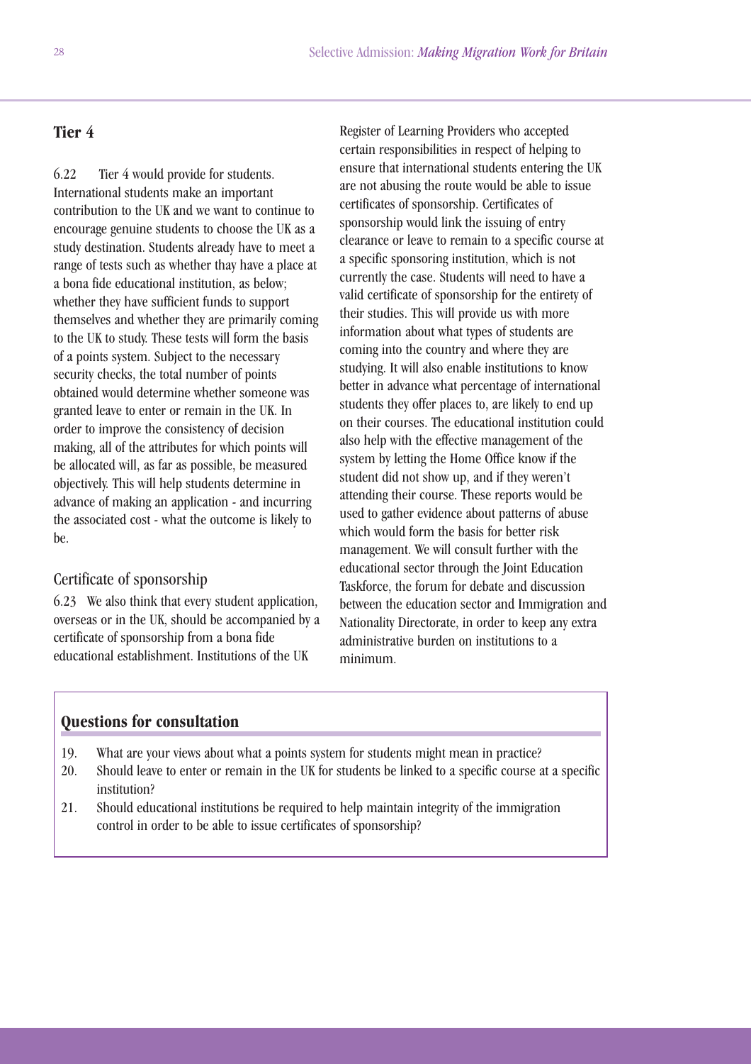## Tier 4

6.22 Tier 4 would provide for students. International students make an important contribution to the UK and we want to continue to encourage genuine students to choose the UK as a study destination. Students already have to meet a range of tests such as whether thay have a place at a bona fide educational institution, as below; whether they have sufficient funds to support themselves and whether they are primarily coming to the UK to study. These tests will form the basis of a points system. Subject to the necessary security checks, the total number of points obtained would determine whether someone was granted leave to enter or remain in the UK. In order to improve the consistency of decision making, all of the attributes for which points will be allocated will, as far as possible, be measured objectively. This will help students determine in advance of making an application - and incurring the associated cost - what the outcome is likely to be.

### Certificate of sponsorship

6.23 We also think that every student application, overseas or in the UK, should be accompanied by a certificate of sponsorship from a bona fide educational establishment. Institutions of the UK Register of Learning Providers who accepted certain responsibilities in respect of helping to ensure that international students entering the UK are not abusing the route would be able to issue certificates of sponsorship. Certificates of sponsorship would link the issuing of entry clearance or leave to remain to a specific course at a specific sponsoring institution, which is not currently the case. Students will need to have a valid certificate of sponsorship for the entirety of their studies. This will provide us with more information about what types of students are coming into the country and where they are studying. It will also enable institutions to know better in advance what percentage of international students they offer places to, are likely to end up on their courses. The educational institution could also help with the effective management of the system by letting the Home Office know if the student did not show up, and if they weren't attending their course. These reports would be used to gather evidence about patterns of abuse which would form the basis for better risk management. We will consult further with the educational sector through the Joint Education Taskforce, the forum for debate and discussion between the education sector and Immigration and Nationality Directorate, in order to keep any extra administrative burden on institutions to a minimum.

### Questions for consultation

19. What are your views about what a points system for students might mean in practice?
20. Should leave to enter or remain in the UK for students be linked to a specific course at a specific institution?
21. Should educational institutions be required to help maintain integrity of the immigration control in order to be able to issue certificates of sponsorship?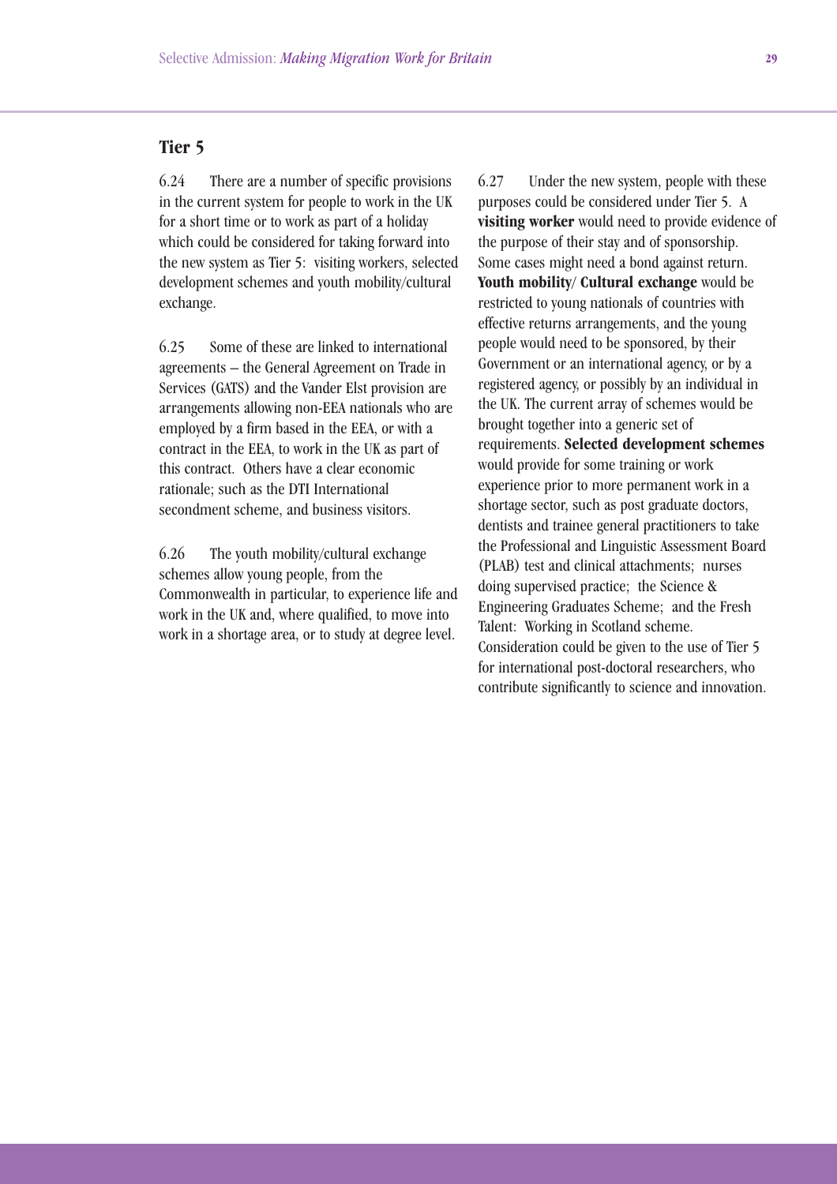## Tier 5

6.24 There are a number of specific provisions in the current system for people to work in the UK for a short time or to work as part of a holiday which could be considered for taking forward into the new system as Tier 5: visiting workers, selected development schemes and youth mobility/cultural exchange.

6.25 Some of these are linked to international agreements – the General Agreement on Trade in Services (GATS) and the Vander Elst provision are arrangements allowing non-EEA nationals who are employed by a firm based in the EEA, or with a contract in the EEA, to work in the UK as part of this contract. Others have a clear economic rationale; such as the DTI International secondment scheme, and business visitors.

6.26 The youth mobility/cultural exchange schemes allow young people, from the Commonwealth in particular, to experience life and work in the UK and, where qualified, to move into work in a shortage area, or to study at degree level.

6.27 Under the new system, people with these purposes could be considered under Tier 5. A **visiting worker** would need to provide evidence of the purpose of their stay and of sponsorship. Some cases might need a bond against return. **Youth mobility/ Cultural exchange** would be restricted to young nationals of countries with effective returns arrangements, and the young people would need to be sponsored, by their Government or an international agency, or by a registered agency, or possibly by an individual in the UK. The current array of schemes would be brought together into a generic set of requirements. **Selected development schemes** would provide for some training or work experience prior to more permanent work in a shortage sector, such as post graduate doctors, dentists and trainee general practitioners to take the Professional and Linguistic Assessment Board (PLAB) test and clinical attachments; nurses doing supervised practice; the Science & Engineering Graduates Scheme; and the Fresh Talent: Working in Scotland scheme. Consideration could be given to the use of Tier 5 for international post-doctoral researchers, who contribute significantly to science and innovation.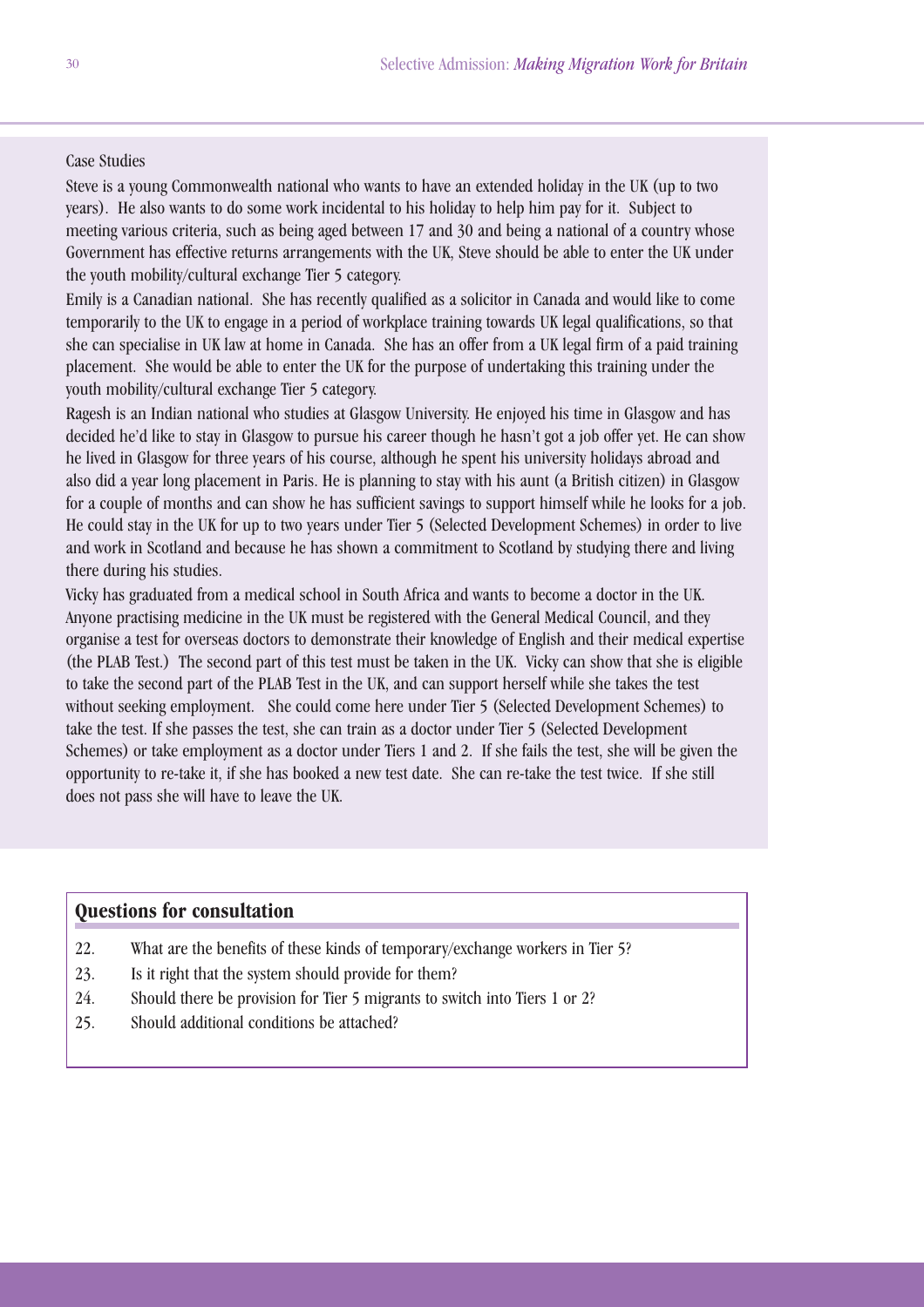Case Studies

Steve is a young Commonwealth national who wants to have an extended holiday in the UK (up to two years). He also wants to do some work incidental to his holiday to help him pay for it. Subject to meeting various criteria, such as being aged between 17 and 30 and being a national of a country whose Government has effective returns arrangements with the UK, Steve should be able to enter the UK under the youth mobility/cultural exchange Tier 5 category.

Emily is a Canadian national. She has recently qualified as a solicitor in Canada and would like to come temporarily to the UK to engage in a period of workplace training towards UK legal qualifications, so that she can specialise in UK law at home in Canada. She has an offer from a UK legal firm of a paid training placement. She would be able to enter the UK for the purpose of undertaking this training under the youth mobility/cultural exchange Tier 5 category.

Ragesh is an Indian national who studies at Glasgow University. He enjoyed his time in Glasgow and has decided he'd like to stay in Glasgow to pursue his career though he hasn't got a job offer yet. He can show he lived in Glasgow for three years of his course, although he spent his university holidays abroad and also did a year long placement in Paris. He is planning to stay with his aunt (a British citizen) in Glasgow for a couple of months and can show he has sufficient savings to support himself while he looks for a job. He could stay in the UK for up to two years under Tier 5 (Selected Development Schemes) in order to live and work in Scotland and because he has shown a commitment to Scotland by studying there and living there during his studies.

Vicky has graduated from a medical school in South Africa and wants to become a doctor in the UK. Anyone practising medicine in the UK must be registered with the General Medical Council, and they organise a test for overseas doctors to demonstrate their knowledge of English and their medical expertise (the PLAB Test.) The second part of this test must be taken in the UK. Vicky can show that she is eligible to take the second part of the PLAB Test in the UK, and can support herself while she takes the test without seeking employment. She could come here under Tier 5 (Selected Development Schemes) to take the test. If she passes the test, she can train as a doctor under Tier 5 (Selected Development Schemes) or take employment as a doctor under Tiers 1 and 2. If she fails the test, she will be given the opportunity to re-take it, if she has booked a new test date. She can re-take the test twice. If she still does not pass she will have to leave the UK.

## Questions for consultation

22. What are the benefits of these kinds of temporary/exchange workers in Tier 5?
23. Is it right that the system should provide for them?
24. Should there be provision for Tier 5 migrants to switch into Tiers 1 or 2?
25. Should additional conditions be attached?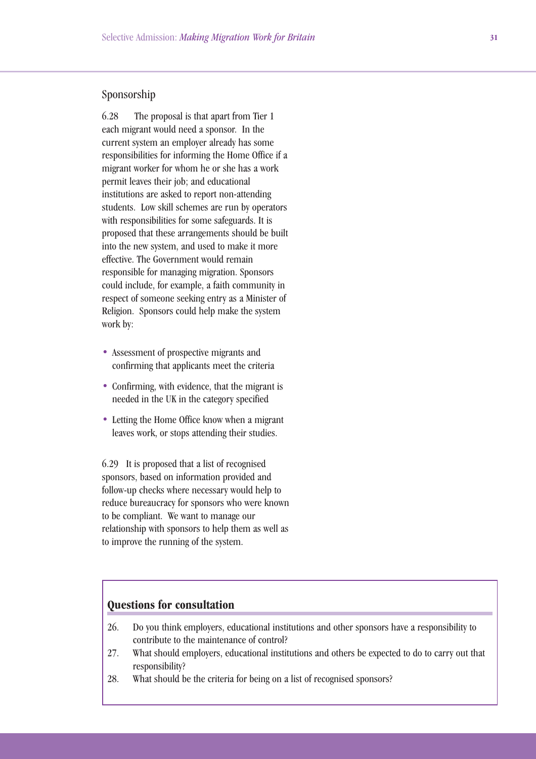## Sponsorship

6.28 The proposal is that apart from Tier 1 each migrant would need a sponsor. In the current system an employer already has some responsibilities for informing the Home Office if a migrant worker for whom he or she has a work permit leaves their job; and educational institutions are asked to report non-attending students. Low skill schemes are run by operators with responsibilities for some safeguards. It is proposed that these arrangements should be built into the new system, and used to make it more effective. The Government would remain responsible for managing migration. Sponsors could include, for example, a faith community in respect of someone seeking entry as a Minister of Religion. Sponsors could help make the system work by:

- Assessment of prospective migrants and confirming that applicants meet the criteria
- Confirming, with evidence, that the migrant is needed in the UK in the category specified
- Letting the Home Office know when a migrant leaves work, or stops attending their studies.

6.29 It is proposed that a list of recognised sponsors, based on information provided and follow-up checks where necessary would help to reduce bureaucracy for sponsors who were known to be compliant. We want to manage our relationship with sponsors to help them as well as to improve the running of the system.

### Questions for consultation

26. Do you think employers, educational institutions and other sponsors have a responsibility to contribute to the maintenance of control?
27. What should employers, educational institutions and others be expected to do to carry out that responsibility?
28. What should be the criteria for being on a list of recognised sponsors?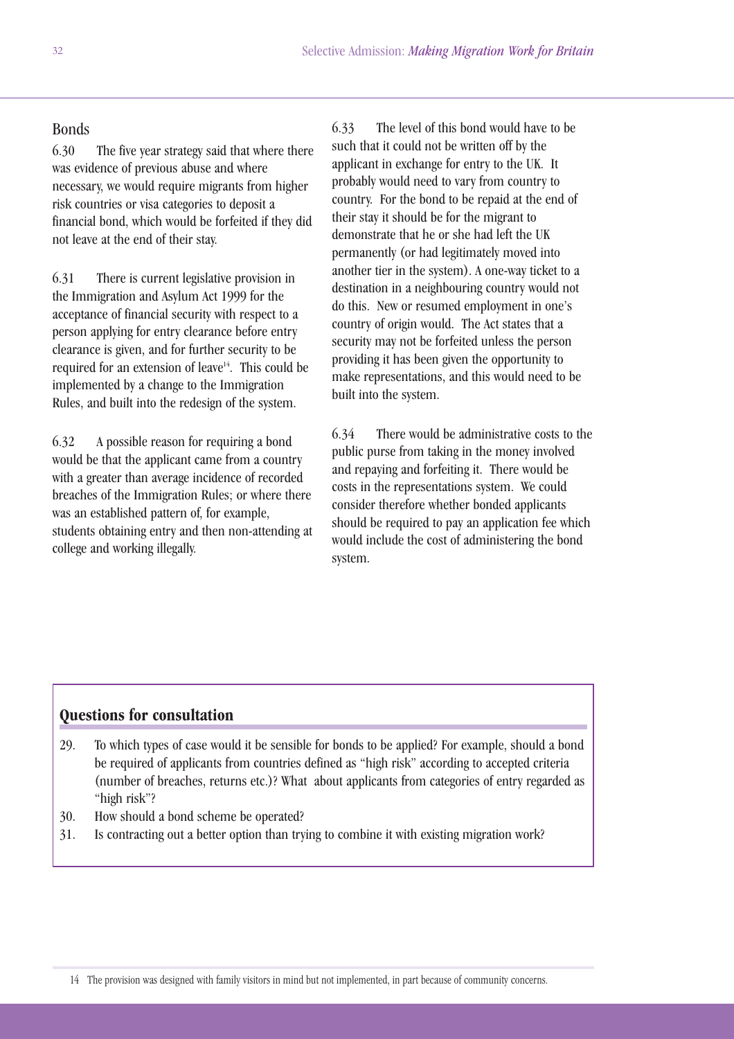## Bonds

6.30 The five year strategy said that where there was evidence of previous abuse and where necessary, we would require migrants from higher risk countries or visa categories to deposit a financial bond, which would be forfeited if they did not leave at the end of their stay.

6.31 There is current legislative provision in the Immigration and Asylum Act 1999 for the acceptance of financial security with respect to a person applying for entry clearance before entry clearance is given, and for further security to be required for an extension of leave[14]. This could be implemented by a change to the Immigration Rules, and built into the redesign of the system.

6.32 A possible reason for requiring a bond would be that the applicant came from a country with a greater than average incidence of recorded breaches of the Immigration Rules; or where there was an established pattern of, for example, students obtaining entry and then non-attending at college and working illegally.

6.33 The level of this bond would have to be such that it could not be written off by the applicant in exchange for entry to the UK. It probably would need to vary from country to country. For the bond to be repaid at the end of their stay it should be for the migrant to demonstrate that he or she had left the UK permanently (or had legitimately moved into another tier in the system). A one-way ticket to a destination in a neighbouring country would not do this. New or resumed employment in one's country of origin would. The Act states that a security may not be forfeited unless the person providing it has been given the opportunity to make representations, and this would need to be built into the system.

6.34 There would be administrative costs to the public purse from taking in the money involved and repaying and forfeiting it. There would be costs in the representations system. We could consider therefore whether bonded applicants should be required to pay an application fee which would include the cost of administering the bond system.

### Questions for consultation

29. To which types of case would it be sensible for bonds to be applied? For example, should a bond be required of applicants from countries defined as "high risk" according to accepted criteria (number of breaches, returns etc.)? What about applicants from categories of entry regarded as "high risk"?
30. How should a bond scheme be operated?
31. Is contracting out a better option than trying to combine it with existing migration work?

---

14 The provision was designed with family visitors in mind but not implemented, in part because of community concerns.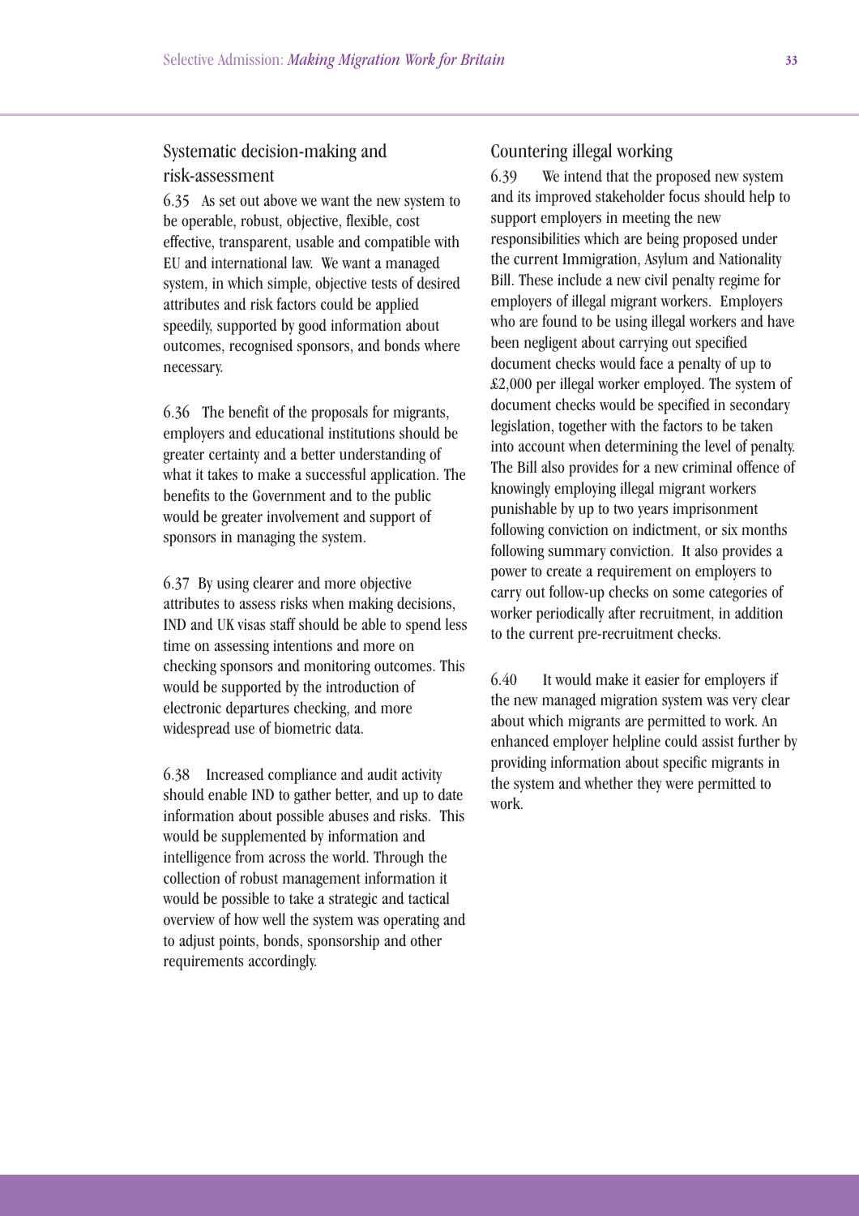## Systematic decision-making and risk-assessment

6.35 As set out above we want the new system to be operable, robust, objective, flexible, cost effective, transparent, usable and compatible with EU and international law. We want a managed system, in which simple, objective tests of desired attributes and risk factors could be applied speedily, supported by good information about outcomes, recognised sponsors, and bonds where necessary.

6.36 The benefit of the proposals for migrants, employers and educational institutions should be greater certainty and a better understanding of what it takes to make a successful application. The benefits to the Government and to the public would be greater involvement and support of sponsors in managing the system.

6.37 By using clearer and more objective attributes to assess risks when making decisions, IND and UK visas staff should be able to spend less time on assessing intentions and more on checking sponsors and monitoring outcomes. This would be supported by the introduction of electronic departures checking, and more widespread use of biometric data.

6.38 Increased compliance and audit activity should enable IND to gather better, and up to date information about possible abuses and risks. This would be supplemented by information and intelligence from across the world. Through the collection of robust management information it would be possible to take a strategic and tactical overview of how well the system was operating and to adjust points, bonds, sponsorship and other requirements accordingly.

## Countering illegal working

6.39 We intend that the proposed new system and its improved stakeholder focus should help to support employers in meeting the new responsibilities which are being proposed under the current Immigration, Asylum and Nationality Bill. These include a new civil penalty regime for employers of illegal migrant workers. Employers who are found to be using illegal workers and have been negligent about carrying out specified document checks would face a penalty of up to £2,000 per illegal worker employed. The system of document checks would be specified in secondary legislation, together with the factors to be taken into account when determining the level of penalty. The Bill also provides for a new criminal offence of knowingly employing illegal migrant workers punishable by up to two years imprisonment following conviction on indictment, or six months following summary conviction. It also provides a power to create a requirement on employers to carry out follow-up checks on some categories of worker periodically after recruitment, in addition to the current pre-recruitment checks.

6.40 It would make it easier for employers if the new managed migration system was very clear about which migrants are permitted to work. An enhanced employer helpline could assist further by providing information about specific migrants in the system and whether they were permitted to work.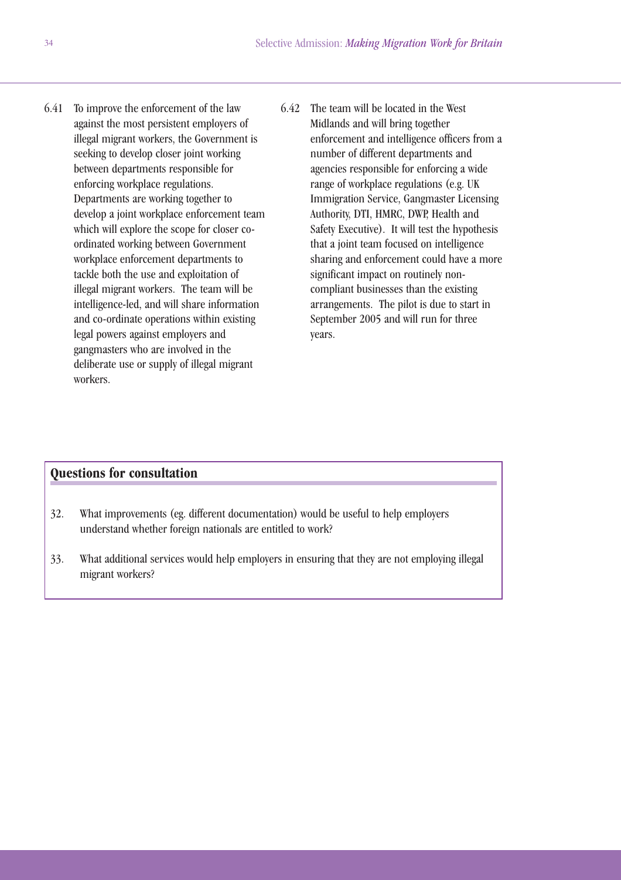6.41 To improve the enforcement of the law against the most persistent employers of illegal migrant workers, the Government is seeking to develop closer joint working between departments responsible for enforcing workplace regulations. Departments are working together to develop a joint workplace enforcement team which will explore the scope for closer co-ordinated working between Government workplace enforcement departments to tackle both the use and exploitation of illegal migrant workers. The team will be intelligence-led, and will share information and co-ordinate operations within existing legal powers against employers and gangmasters who are involved in the deliberate use or supply of illegal migrant workers.

6.42 The team will be located in the West Midlands and will bring together enforcement and intelligence officers from a number of different departments and agencies responsible for enforcing a wide range of workplace regulations (e.g. UK Immigration Service, Gangmaster Licensing Authority, DTI, HMRC, DWP, Health and Safety Executive). It will test the hypothesis that a joint team focused on intelligence sharing and enforcement could have a more significant impact on routinely non-compliant businesses than the existing arrangements. The pilot is due to start in September 2005 and will run for three years.

## Questions for consultation

32. What improvements (eg. different documentation) would be useful to help employers understand whether foreign nationals are entitled to work?

33. What additional services would help employers in ensuring that they are not employing illegal migrant workers?